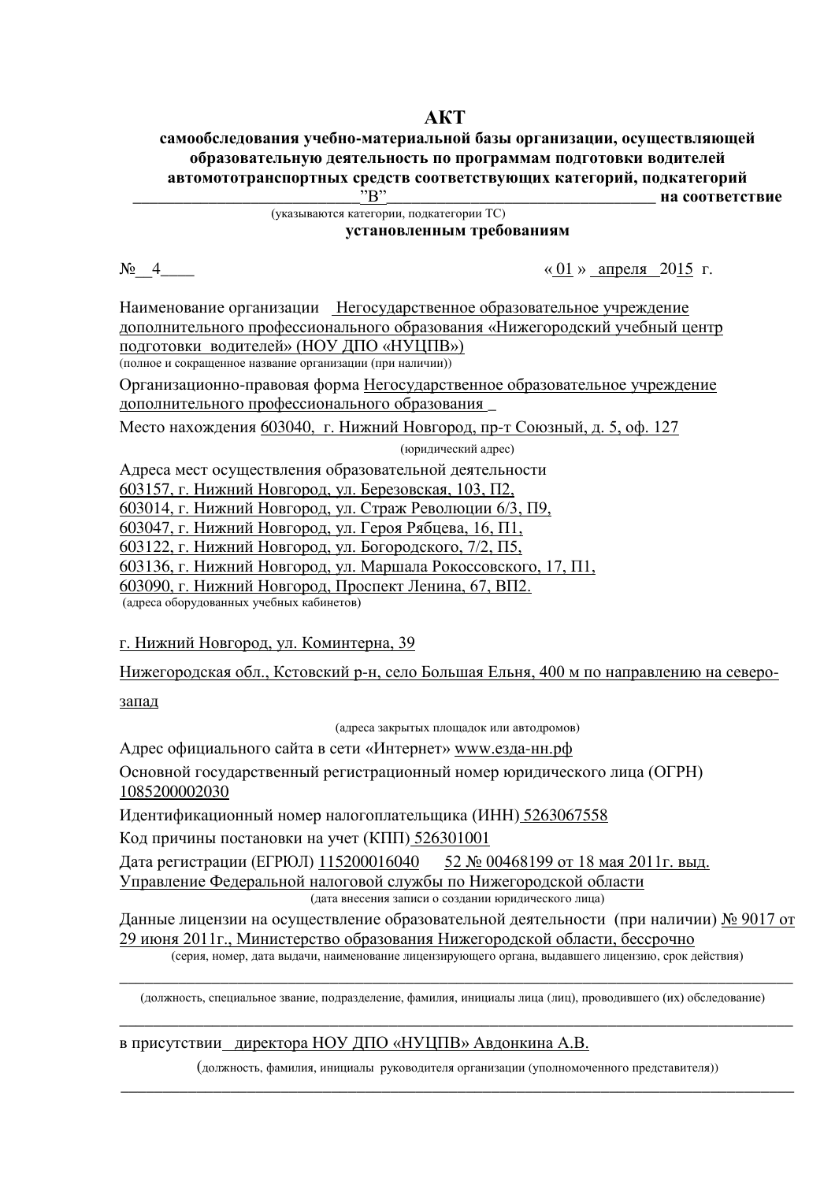# АКТ

**самообследования учебно-материальной базы организации, осуществляющей образовательную деятельность по программам подготовки водителей автомототранспортных средств соответствующих категорий, подкатегорий**

**__________________________"В"_______________________________ на соответствие**

(указываются категории, подкатегории ТС)

**установленным требованиям**

№__4____ « 01 » апреля 2015 г.

Наименование организации Негосударственное образовательное учреждение дополнительного профессионального образования «Нижегородский учебный центр подготовки водителей» (НОУ ДПО «НУЦПВ»)

(полное и сокращенное название организации (при наличии))

Организационно-правовая форма Негосударственное образовательное учреждение дополнительного профессионального образования _

Место нахождения 603040, г. Нижний Новгород, пр-т Союзный, д. 5, оф. 127

(юридический адрес)

Адреса мест осуществления образовательной деятельности
603157, г. Нижний Новгород, ул. Березовская, 103, П2,
603014, г. Нижний Новгород, ул. Страж Революции 6/3, П9,
603047, г. Нижний Новгород, ул. Героя Рябцева, 16, П1,
603122, г. Нижний Новгород, ул. Богородского, 7/2, П5,
603136, г. Нижний Новгород, ул. Маршала Рокоссовского, 17, П1,
603090, г. Нижний Новгород, Проспект Ленина, 67, ВП2.

(адреса оборудованных учебных кабинетов)

г. Нижний Новгород, ул. Коминтерна, 39

Нижегородская обл., Кстовский р-н, село Большая Ельня, 400 м по направлению на северо-запад

(адреса закрытых площадок или автодромов)

Адрес официального сайта в сети «Интернет» www.езда-нн.рф

Основной государственный регистрационный номер юридического лица (ОГРН) 1085200002030

Идентификационный номер налогоплательщика (ИНН) 5263067558

Код причины постановки на учет (КПП) 526301001

Дата регистрации (ЕГРЮЛ) 115200016040 52 № 00468199 от 18 мая 2011г. выд. Управление Федеральной налоговой службы по Нижегородской области

(дата внесения записи о создании юридического лица)

Данные лицензии на осуществление образовательной деятельности (при наличии) № 9017 от 29 июня 2011г., Министерство образования Нижегородской области, бессрочно

(серия, номер, дата выдачи, наименование лицензирующего органа, выдавшего лицензию, срок действия)

_______________________________________________________________________________

(должность, специальное звание, подразделение, фамилия, инициалы лица (лиц), проводившего (их) обследование)

_______________________________________________________________________________

в присутствии директора НОУ ДПО «НУЦПВ» Авдонкина А.В.

(должность, фамилия, инициалы руководителя организации (уполномоченного представителя))

_______________________________________________________________________________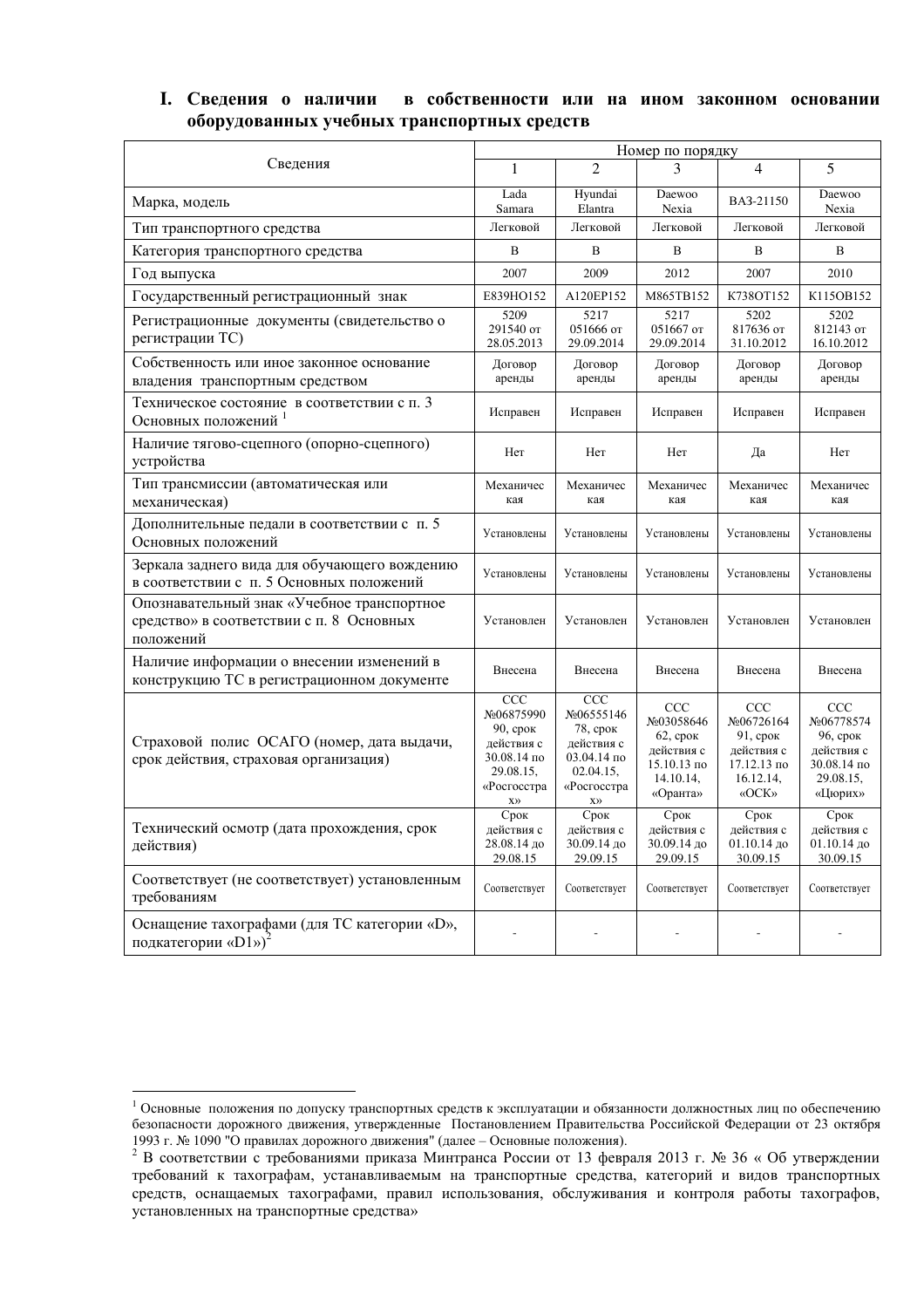## I. Сведения о наличии в собственности или на ином законном основании оборудованных учебных транспортных средств

| Сведения | Номер по порядку | | | | |
|---|---|---|---|---|---|
| | 1 | 2 | 3 | 4 | 5 |
| Марка, модель | Lada Samara | Hyundai Elantra | Daewoo Nexia | ВАЗ-21150 | Daewoo Nexia |
| Тип транспортного средства | Легковой | Легковой | Легковой | Легковой | Легковой |
| Категория транспортного средства | В | В | В | В | В |
| Год выпуска | 2007 | 2009 | 2012 | 2007 | 2010 |
| Государственный регистрационный знак | Е839НО152 | А120ЕР152 | М865ТВ152 | К738ОТ152 | К115ОВ152 |
| Регистрационные документы (свидетельство о регистрации ТС) | 5209 291540 от 28.05.2013 | 5217 051666 от 29.09.2014 | 5217 051667 от 29.09.2014 | 5202 817636 от 31.10.2012 | 5202 812143 от 16.10.2012 |
| Собственность или иное законное основание владения транспортным средством | Договор аренды | Договор аренды | Договор аренды | Договор аренды | Договор аренды |
| Техническое состояние в соответствии с п. 3 Основных положений [1] | Исправен | Исправен | Исправен | Исправен | Исправен |
| Наличие тягово-сцепного (опорно-сцепного) устройства | Нет | Нет | Нет | Да | Нет |
| Тип трансмиссии (автоматическая или механическая) | Механическая | Механическая | Механическая | Механическая | Механическая |
| Дополнительные педали в соответствии с п. 5 Основных положений | Установлены | Установлены | Установлены | Установлены | Установлены |
| Зеркала заднего вида для обучающего вождению в соответствии с п. 5 Основных положений | Установлены | Установлены | Установлены | Установлены | Установлены |
| Опознавательный знак «Учебное транспортное средство» в соответствии с п. 8 Основных положений | Установлен | Установлен | Установлен | Установлен | Установлен |
| Наличие информации о внесении изменений в конструкцию ТС в регистрационном документе | Внесена | Внесена | Внесена | Внесена | Внесена |
| Страховой полис ОСАГО (номер, дата выдачи, срок действия, страховая организация) | ССС №0687599090, срок действия с 30.08.14 по 29.08.15, «Росгосстрах» | ССС №0655514678, срок действия с 03.04.14 по 02.04.15, «Росгосстрах» | ССС №0305864662, срок действия с 15.10.13 по 14.10.14, «Оранта» | ССС №0672616491, срок действия с 17.12.13 по 16.12.14, «ОСК» | ССС №0677857496, срок действия с 30.08.14 по 29.08.15, «Цюрих» |
| Технический осмотр (дата прохождения, срок действия) | Срок действия с 28.08.14 до 29.08.15 | Срок действия с 30.09.14 до 29.09.15 | Срок действия с 30.09.14 до 29.09.15 | Срок действия с 01.10.14 до 30.09.15 | Срок действия с 01.10.14 до 30.09.15 |
| Соответствует (не соответствует) установленным требованиям | Соответствует | Соответствует | Соответствует | Соответствует | Соответствует |
| Оснащение тахографами (для ТС категории «D», подкатегории «D1»)[2] | - | - | - | - | - |

---

[1] Основные положения по допуску транспортных средств к эксплуатации и обязанности должностных лиц по обеспечению безопасности дорожного движения, утвержденные Постановлением Правительства Российской Федерации от 23 октября 1993 г. № 1090 "О правилах дорожного движения" (далее – Основные положения).

[2] В соответствии с требованиями приказа Минтранса России от 13 февраля 2013 г. № 36 « Об утверждении требований к тахографам, устанавливаемым на транспортные средства, категорий и видов транспортных средств, оснащаемых тахографами, правил использования, обслуживания и контроля работы тахографов, установленных на транспортные средства»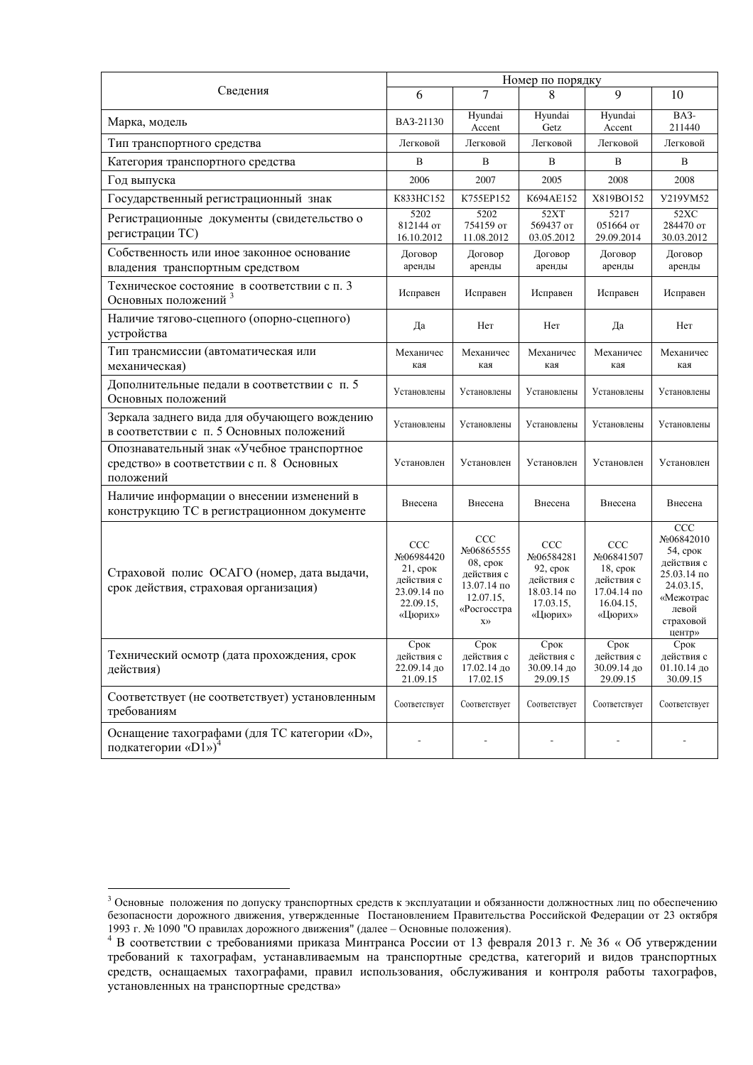| Сведения | Номер по порядку | | | | |
|---|---|---|---|---|---|
| | 6 | 7 | 8 | 9 | 10 |
| Марка, модель | ВАЗ-21130 | Hyundai Accent | Hyundai Getz | Hyundai Accent | ВАЗ-211440 |
| Тип транспортного средства | Легковой | Легковой | Легковой | Легковой | Легковой |
| Категория транспортного средства | В | В | В | В | В |
| Год выпуска | 2006 | 2007 | 2005 | 2008 | 2008 |
| Государственный регистрационный знак | К833НС152 | К755ЕР152 | К694АЕ152 | Х819ВО152 | У219УМ52 |
| Регистрационные документы (свидетельство о регистрации ТС) | 5202 812144 от 16.10.2012 | 5202 754159 от 11.08.2012 | 52ХТ 569437 от 03.05.2012 | 5217 051664 от 29.09.2014 | 52ХС 284470 от 30.03.2012 |
| Собственность или иное законное основание владения транспортным средством | Договор аренды | Договор аренды | Договор аренды | Договор аренды | Договор аренды |
| Техническое состояние в соответствии с п. 3 Основных положений [3] | Исправен | Исправен | Исправен | Исправен | Исправен |
| Наличие тягово-сцепного (опорно-сцепного) устройства | Да | Нет | Нет | Да | Нет |
| Тип трансмиссии (автоматическая или механическая) | Механическая | Механическая | Механическая | Механическая | Механическая |
| Дополнительные педали в соответствии с п. 5 Основных положений | Установлены | Установлены | Установлены | Установлены | Установлены |
| Зеркала заднего вида для обучающего вождению в соответствии с п. 5 Основных положений | Установлены | Установлены | Установлены | Установлены | Установлены |
| Опознавательный знак «Учебное транспортное средство» в соответствии с п. 8 Основных положений | Установлен | Установлен | Установлен | Установлен | Установлен |
| Наличие информации о внесении изменений в конструкцию ТС в регистрационном документе | Внесена | Внесена | Внесена | Внесена | Внесена |
| Страховой полис ОСАГО (номер, дата выдачи, срок действия, страховая организация) | ССС №0698442021, срок действия с 23.09.14 по 22.09.15, «Цюрих» | ССС №0686555508, срок действия с 13.07.14 по 12.07.15, «Росгосстрах» | ССС №0658428192, срок действия с 18.03.14 по 17.03.15, «Цюрих» | ССС №0684150718, срок действия с 17.04.14 по 16.04.15, «Цюрих» | ССС №0684201054, срок действия с 25.03.14 по 24.03.15, «Межотраслевой страховой центр» |
| Технический осмотр (дата прохождения, срок действия) | Срок действия с 22.09.14 до 21.09.15 | Срок действия с 17.02.14 до 17.02.15 | Срок действия с 30.09.14 до 29.09.15 | Срок действия с 30.09.14 до 29.09.15 | Срок действия с 01.10.14 до 30.09.15 |
| Соответствует (не соответствует) установленным требованиям | Соответствует | Соответствует | Соответствует | Соответствует | Соответствует |
| Оснащение тахографами (для ТС категории «D», подкатегории «D1») [4] | - | - | - | - | - |

---

[3] Основные положения по допуску транспортных средств к эксплуатации и обязанности должностных лиц по обеспечению безопасности дорожного движения, утвержденные Постановлением Правительства Российской Федерации от 23 октября 1993 г. № 1090 "О правилах дорожного движения" (далее – Основные положения).

[4] В соответствии с требованиями приказа Минтранса России от 13 февраля 2013 г. № 36 « Об утверждении требований к тахографам, устанавливаемым на транспортные средства, категорий и видов транспортных средств, оснащаемых тахографами, правил использования, обслуживания и контроля работы тахографов, установленных на транспортные средства»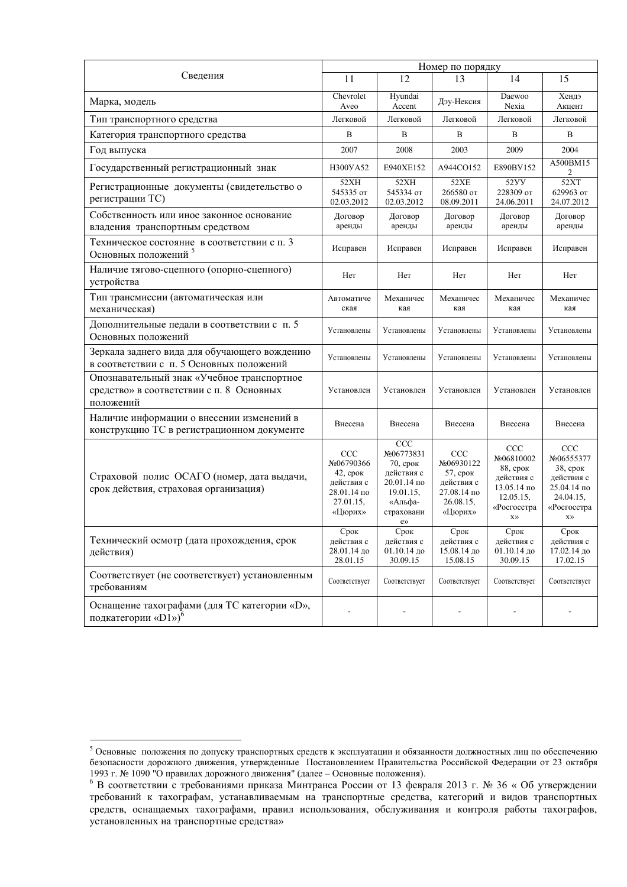| Сведения | Номер по порядку | | | | |
|---|---|---|---|---|---|
| | 11 | 12 | 13 | 14 | 15 |
| Марка, модель | Chevrolet Aveo | Hyundai Accent | Дэу-Нексия | Daewoo Nexia | Хендэ Акцент |
| Тип транспортного средства | Легковой | Легковой | Легковой | Легковой | Легковой |
| Категория транспортного средства | В | В | В | В | В |
| Год выпуска | 2007 | 2008 | 2003 | 2009 | 2004 |
| Государственный регистрационный знак | Н300УА52 | Е940ХЕ152 | А944СО152 | Е890ВУ152 | А500ВМ152 |
| Регистрационные документы (свидетельство о регистрации ТС) | 52ХН 545335 от 02.03.2012 | 52ХН 545334 от 02.03.2012 | 52ХЕ 266580 от 08.09.2011 | 52УУ 228309 от 24.06.2011 | 52ХТ 629963 от 24.07.2012 |
| Собственность или иное законное основание владения транспортным средством | Договор аренды | Договор аренды | Договор аренды | Договор аренды | Договор аренды |
| Техническое состояние в соответствии с п. 3 Основных положений [5] | Исправен | Исправен | Исправен | Исправен | Исправен |
| Наличие тягово-сцепного (опорно-сцепного) устройства | Нет | Нет | Нет | Нет | Нет |
| Тип трансмиссии (автоматическая или механическая) | Автоматическая | Механическая | Механическая | Механическая | Механическая |
| Дополнительные педали в соответствии с п. 5 Основных положений | Установлены | Установлены | Установлены | Установлены | Установлены |
| Зеркала заднего вида для обучающего вождению в соответствии с п. 5 Основных положений | Установлены | Установлены | Установлены | Установлены | Установлены |
| Опознавательный знак «Учебное транспортное средство» в соответствии с п. 8 Основных положений | Установлен | Установлен | Установлен | Установлен | Установлен |
| Наличие информации о внесении изменений в конструкцию ТС в регистрационном документе | Внесена | Внесена | Внесена | Внесена | Внесена |
| Страховой полис ОСАГО (номер, дата выдачи, срок действия, страховая организация) | ССС №0679036642, срок действия с 28.01.14 по 27.01.15, «Цюрих» | ССС №0677383170, срок действия с 20.01.14 по 19.01.15, «Альфа-страхование» | ССС №0693012257, срок действия с 27.08.14 по 26.08.15, «Цюрих» | ССС №0681000288, срок действия с 13.05.14 по 12.05.15, «Росгосстрах» | ССС №0655537738, срок действия с 25.04.14 по 24.04.15, «Росгосстрах» |
| Технический осмотр (дата прохождения, срок действия) | Срок действия с 28.01.14 до 28.01.15 | Срок действия с 01.10.14 до 30.09.15 | Срок действия с 15.08.14 до 15.08.15 | Срок действия с 01.10.14 до 30.09.15 | Срок действия с 17.02.14 до 17.02.15 |
| Соответствует (не соответствует) установленным требованиям | Соответствует | Соответствует | Соответствует | Соответствует | Соответствует |
| Оснащение тахографами (для ТС категории «D», подкатегории «D1»)[6] | - | - | - | - | - |

[5] Основные положения по допуску транспортных средств к эксплуатации и обязанности должностных лиц по обеспечению безопасности дорожного движения, утвержденные Постановлением Правительства Российской Федерации от 23 октября 1993 г. № 1090 "О правилах дорожного движения" (далее – Основные положения).

[6] В соответствии с требованиями приказа Минтранса России от 13 февраля 2013 г. № 36 « Об утверждении требований к тахографам, устанавливаемым на транспортные средства, категорий и видов транспортных средств, оснащаемых тахографами, правил использования, обслуживания и контроля работы тахографов, установленных на транспортные средства»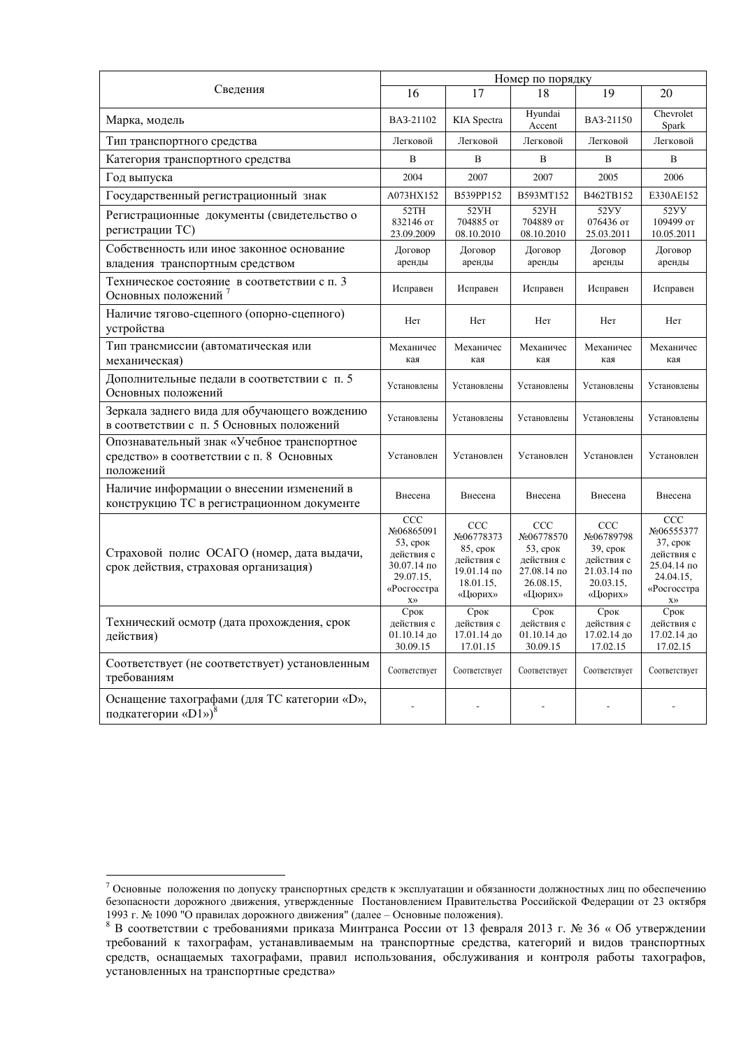| Сведения | Номер по порядку | | | | |
|---|---|---|---|---|---|
| | 16 | 17 | 18 | 19 | 20 |
| Марка, модель | ВАЗ-21102 | KIA Spectra | Hyundai Accent | ВАЗ-21150 | Chevrolet Spark |
| Тип транспортного средства | Легковой | Легковой | Легковой | Легковой | Легковой |
| Категория транспортного средства | B | B | B | B | B |
| Год выпуска | 2004 | 2007 | 2007 | 2005 | 2006 |
| Государственный регистрационный знак | А073НХ152 | В539РР152 | В593МТ152 | В462ТВ152 | Е330АЕ152 |
| Регистрационные документы (свидетельство о регистрации ТС) | 52ТН 832146 от 23.09.2009 | 52УН 704885 от 08.10.2010 | 52УН 704889 от 08.10.2010 | 52УУ 076436 от 25.03.2011 | 52УУ 109499 от 10.05.2011 |
| Собственность или иное законное основание владения транспортным средством | Договор аренды | Договор аренды | Договор аренды | Договор аренды | Договор аренды |
| Техническое состояние в соответствии с п. 3 Основных положений [7] | Исправен | Исправен | Исправен | Исправен | Исправен |
| Наличие тягово-сцепного (опорно-сцепного) устройства | Нет | Нет | Нет | Нет | Нет |
| Тип трансмиссии (автоматическая или механическая) | Механическая | Механическая | Механическая | Механическая | Механическая |
| Дополнительные педали в соответствии с п. 5 Основных положений | Установлены | Установлены | Установлены | Установлены | Установлены |
| Зеркала заднего вида для обучающего вождению в соответствии с п. 5 Основных положений | Установлены | Установлены | Установлены | Установлены | Установлены |
| Опознавательный знак «Учебное транспортное средство» в соответствии с п. 8 Основных положений | Установлен | Установлен | Установлен | Установлен | Установлен |
| Наличие информации о внесении изменений в конструкцию ТС в регистрационном документе | Внесена | Внесена | Внесена | Внесена | Внесена |
| Страховой полис ОСАГО (номер, дата выдачи, срок действия, страховая организация) | ССС №0686509153, срок действия с 30.07.14 по 29.07.15, «Росгосстрах» | ССС №0677837385, срок действия с 19.01.14 по 18.01.15, «Цюрих» | ССС №0677857053, срок действия с 27.08.14 по 26.08.15, «Цюрих» | ССС №0678979839, срок действия с 21.03.14 по 20.03.15, «Цюрих» | ССС №0655537737, срок действия с 25.04.14 по 24.04.15, «Росгосстрах» |
| Технический осмотр (дата прохождения, срок действия) | Срок действия с 01.10.14 до 30.09.15 | Срок действия с 17.01.14 до 17.01.15 | Срок действия с 01.10.14 до 30.09.15 | Срок действия с 17.02.14 до 17.02.15 | Срок действия с 17.02.14 до 17.02.15 |
| Соответствует (не соответствует) установленным требованиям | Соответствует | Соответствует | Соответствует | Соответствует | Соответствует |
| Оснащение тахографами (для ТС категории «D», подкатегории «D1») [8] | - | - | - | - | - |

---

[7] Основные положения по допуску транспортных средств к эксплуатации и обязанности должностных лиц по обеспечению безопасности дорожного движения, утвержденные Постановлением Правительства Российской Федерации от 23 октября 1993 г. № 1090 "О правилах дорожного движения" (далее – Основные положения).

[8] В соответствии с требованиями приказа Минтранса России от 13 февраля 2013 г. № 36 « Об утверждении требований к тахографам, устанавливаемым на транспортные средства, категорий и видов транспортных средств, оснащаемых тахографами, правил использования, обслуживания и контроля работы тахографов, установленных на транспортные средства»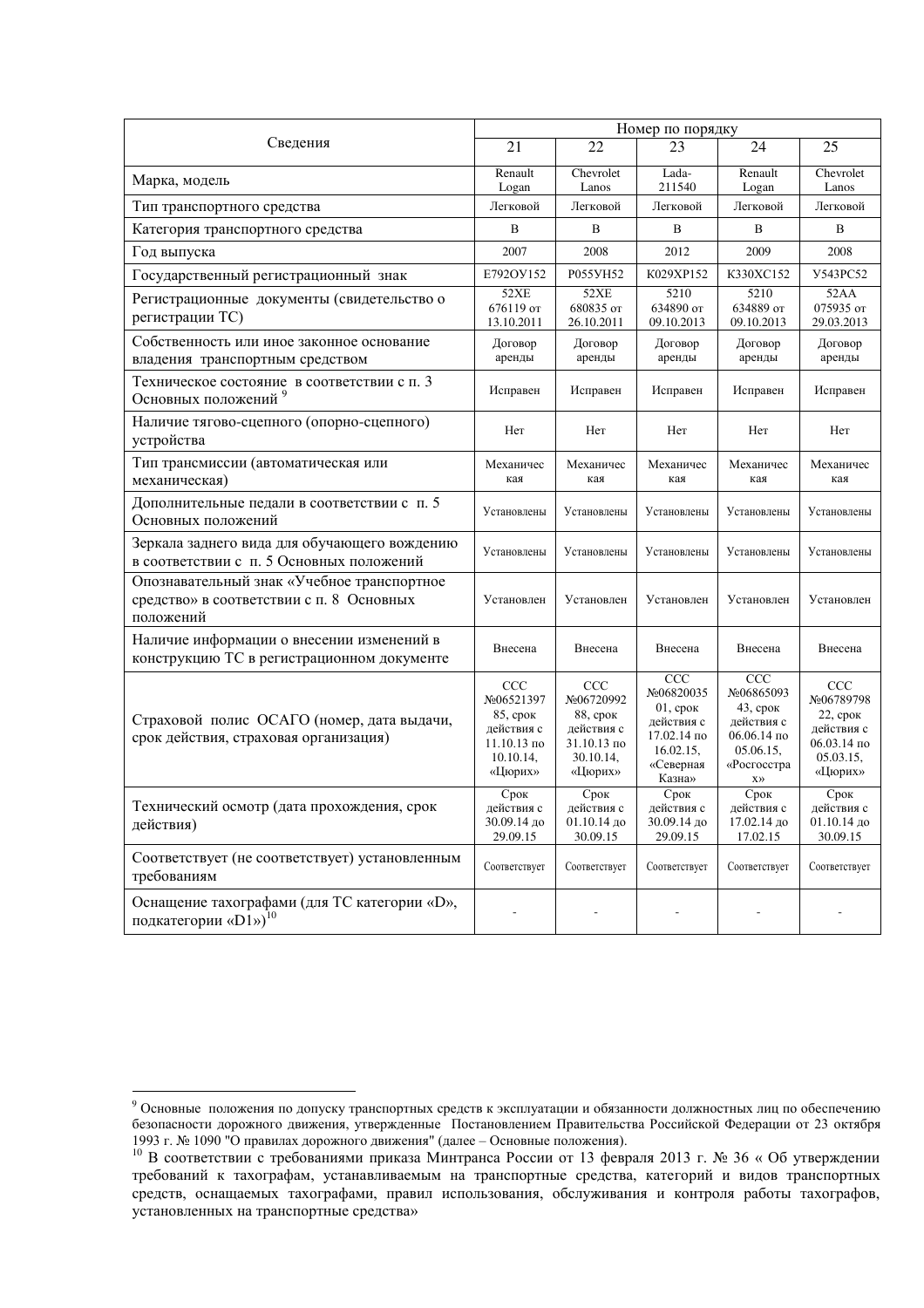| Сведения | Номер по порядку | | | | |
|---|---|---|---|---|---|
| | 21 | 22 | 23 | 24 | 25 |
| Марка, модель | Renault Logan | Chevrolet Lanos | Lada-211540 | Renault Logan | Chevrolet Lanos |
| Тип транспортного средства | Легковой | Легковой | Легковой | Легковой | Легковой |
| Категория транспортного средства | В | В | В | В | В |
| Год выпуска | 2007 | 2008 | 2012 | 2009 | 2008 |
| Государственный регистрационный знак | Е792ОУ152 | Р055УН52 | К029ХР152 | К330ХС152 | У543РС52 |
| Регистрационные документы (свидетельство о регистрации ТС) | 52ХЕ 676119 от 13.10.2011 | 52ХЕ 680835 от 26.10.2011 | 5210 634890 от 09.10.2013 | 5210 634889 от 09.10.2013 | 52АА 075935 от 29.03.2013 |
| Собственность или иное законное основание владения транспортным средством | Договор аренды | Договор аренды | Договор аренды | Договор аренды | Договор аренды |
| Техническое состояние в соответствии с п. 3 Основных положений [9] | Исправен | Исправен | Исправен | Исправен | Исправен |
| Наличие тягово-сцепного (опорно-сцепного) устройства | Нет | Нет | Нет | Нет | Нет |
| Тип трансмиссии (автоматическая или механическая) | Механическая | Механическая | Механическая | Механическая | Механическая |
| Дополнительные педали в соответствии с п. 5 Основных положений | Установлены | Установлены | Установлены | Установлены | Установлены |
| Зеркала заднего вида для обучающего вождению в соответствии с п. 5 Основных положений | Установлены | Установлены | Установлены | Установлены | Установлены |
| Опознавательный знак «Учебное транспортное средство» в соответствии с п. 8 Основных положений | Установлен | Установлен | Установлен | Установлен | Установлен |
| Наличие информации о внесении изменений в конструкцию ТС в регистрационном документе | Внесена | Внесена | Внесена | Внесена | Внесена |
| Страховой полис ОСАГО (номер, дата выдачи, срок действия, страховая организация) | ССС №0652139785, срок действия с 11.10.13 по 10.10.14, «Цюрих» | ССС №0672099288, срок действия с 31.10.13 по 30.10.14, «Цюрих» | ССС №0682003501, срок действия с 17.02.14 по 16.02.15, «Северная Казна» | ССС №0686509343, срок действия с 06.06.14 по 05.06.15, «Росгосстрах» | ССС №0678979822, срок действия с 06.03.14 по 05.03.15, «Цюрих» |
| Технический осмотр (дата прохождения, срок действия) | Срок действия с 30.09.14 до 29.09.15 | Срок действия с 01.10.14 до 30.09.15 | Срок действия с 30.09.14 до 29.09.15 | Срок действия с 17.02.14 до 17.02.15 | Срок действия с 01.10.14 до 30.09.15 |
| Соответствует (не соответствует) установленным требованиям | Соответствует | Соответствует | Соответствует | Соответствует | Соответствует |
| Оснащение тахографами (для ТС категории «D», подкатегории «D1»)[10] | - | - | - | - | - |

[9] Основные положения по допуску транспортных средств к эксплуатации и обязанности должностных лиц по обеспечению безопасности дорожного движения, утвержденные Постановлением Правительства Российской Федерации от 23 октября 1993 г. № 1090 "О правилах дорожного движения" (далее – Основные положения).

[10] В соответствии с требованиями приказа Минтранса России от 13 февраля 2013 г. № 36 « Об утверждении требований к тахографам, устанавливаемым на транспортные средства, категорий и видов транспортных средств, оснащаемых тахографами, правил использования, обслуживания и контроля работы тахографов, установленных на транспортные средства»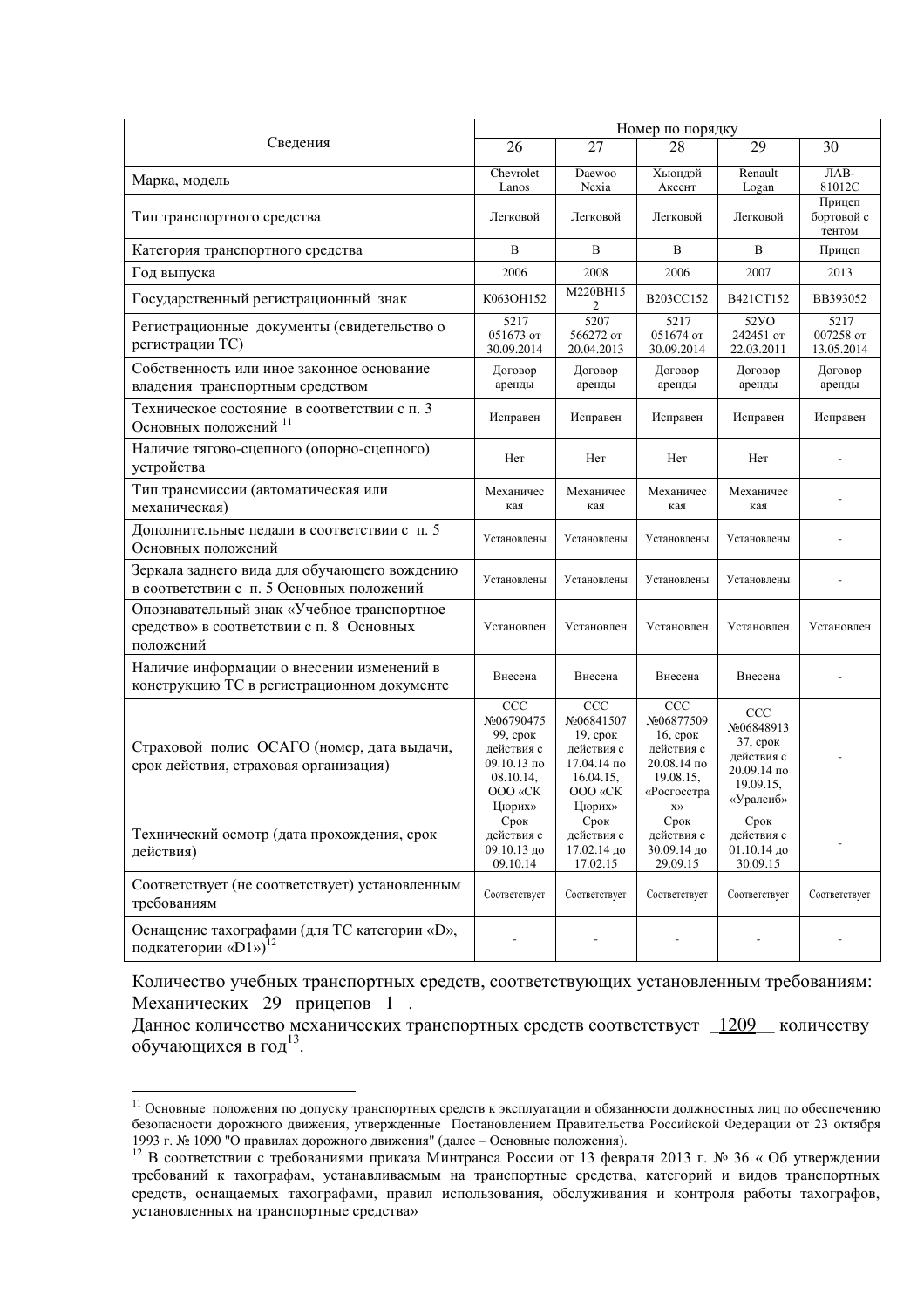| Сведения | Номер по порядку | | | | |
|---|---|---|---|---|---|
| | 26 | 27 | 28 | 29 | 30 |
| Марка, модель | Chevrolet Lanos | Daewoo Nexia | Хьюндэй Аксент | Renault Logan | ЛАВ-81012С |
| Тип транспортного средства | Легковой | Легковой | Легковой | Легковой | Прицеп бортовой с тентом |
| Категория транспортного средства | В | В | В | В | Прицеп |
| Год выпуска | 2006 | 2008 | 2006 | 2007 | 2013 |
| Государственный регистрационный знак | К063ОН152 | М220ВН152 | В203СС152 | В421СТ152 | ВВ393052 |
| Регистрационные документы (свидетельство о регистрации ТС) | 5217 051673 от 30.09.2014 | 5207 566272 от 20.04.2013 | 5217 051674 от 30.09.2014 | 52УО 242451 от 22.03.2011 | 5217 007258 от 13.05.2014 |
| Собственность или иное законное основание владения транспортным средством | Договор аренды | Договор аренды | Договор аренды | Договор аренды | Договор аренды |
| Техническое состояние в соответствии с п. 3 Основных положений [11] | Исправен | Исправен | Исправен | Исправен | Исправен |
| Наличие тягово-сцепного (опорно-сцепного) устройства | Нет | Нет | Нет | Нет | - |
| Тип трансмиссии (автоматическая или механическая) | Механическая | Механическая | Механическая | Механическая | - |
| Дополнительные педали в соответствии с п. 5 Основных положений | Установлены | Установлены | Установлены | Установлены | - |
| Зеркала заднего вида для обучающего вождению в соответствии с п. 5 Основных положений | Установлены | Установлены | Установлены | Установлены | - |
| Опознавательный знак «Учебное транспортное средство» в соответствии с п. 8 Основных положений | Установлен | Установлен | Установлен | Установлен | Установлен |
| Наличие информации о внесении изменений в конструкцию ТС в регистрационном документе | Внесена | Внесена | Внесена | Внесена | - |
| Страховой полис ОСАГО (номер, дата выдачи, срок действия, страховая организация) | ССС №0679047599, срок действия с 09.10.13 по 08.10.14, ООО «СК Цюрих» | ССС №0684150719, срок действия с 17.04.14 по 16.04.15, ООО «СК Цюрих» | ССС №0687750916, срок действия с 20.08.14 по 19.08.15, «Росгосстрах» | ССС №0684891337, срок действия с 20.09.14 по 19.09.15, «Уралсиб» | - |
| Технический осмотр (дата прохождения, срок действия) | Срок действия с 09.10.13 до 09.10.14 | Срок действия с 17.02.14 до 17.02.15 | Срок действия с 30.09.14 до 29.09.15 | Срок действия с 01.10.14 до 30.09.15 | - |
| Соответствует (не соответствует) установленным требованиям | Соответствует | Соответствует | Соответствует | Соответствует | Соответствует |
| Оснащение тахографами (для ТС категории «D», подкатегории «D1»)[12] | - | - | - | - | - |

Количество учебных транспортных средств, соответствующих установленным требованиям: Механических 29 прицепов 1.

Данное количество механических транспортных средств соответствует 1209 количеству обучающихся в год[13].

---

[11] Основные положения по допуску транспортных средств к эксплуатации и обязанности должностных лиц по обеспечению безопасности дорожного движения, утвержденные Постановлением Правительства Российской Федерации от 23 октября 1993 г. № 1090 "О правилах дорожного движения" (далее – Основные положения).

[12] В соответствии с требованиями приказа Минтранса России от 13 февраля 2013 г. № 36 « Об утверждении требований к тахографам, устанавливаемым на транспортные средства, категорий и видов транспортных средств, оснащаемых тахографами, правил использования, обслуживания и контроля работы тахографов, установленных на транспортные средства»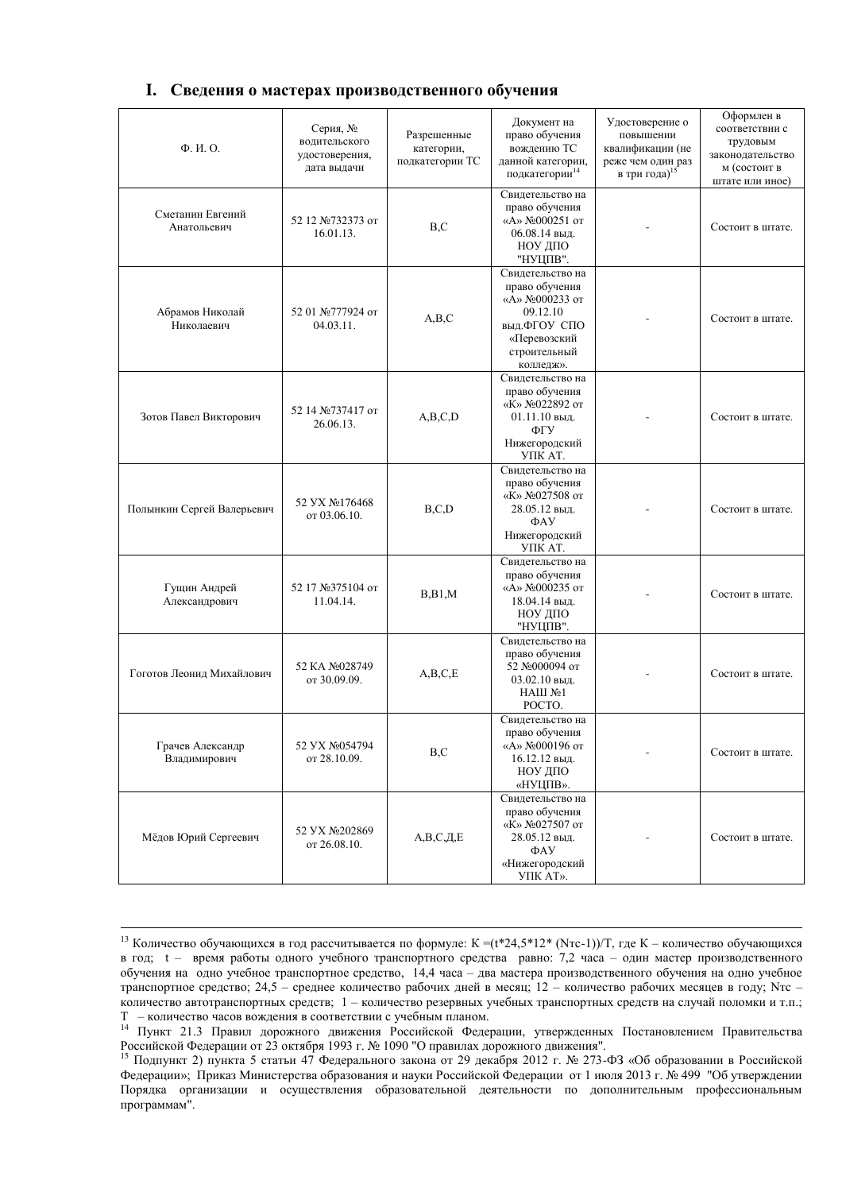## I. Сведения о мастерах производственного обучения

| Ф. И. О. | Серия, № водительского удостоверения, дата выдачи | Разрешенные категории, подкатегории ТС | Документ на право обучения вождению ТС данной категории, подкатегории[14] | Удостоверение о повышении квалификации (не реже чем один раз в три года)[15] | Оформлен в соответствии с трудовым законодательством (состоит в штате или иное) |
|---|---|---|---|---|---|
| Сметанин Евгений Анатольевич | 52 12 №732373 от 16.01.13. | В,С | Свидетельство на право обучения «А» №000251 от 06.08.14 выд. НОУ ДПО "НУЦПВ". | - | Состоит в штате. |
| Абрамов Николай Николаевич | 52 01 №777924 от 04.03.11. | А,В,С | Свидетельство на право обучения «А» №000233 от 09.12.10 выд.ФГОУ СПО «Перевозский строительный колледж». | - | Состоит в штате. |
| Зотов Павел Викторович | 52 14 №737417 от 26.06.13. | А,В,С,D | Свидетельство на право обучения «К» №022892 от 01.11.10 выд. ФГУ Нижегородский УПК АТ. | - | Состоит в штате. |
| Полынкин Сергей Валерьевич | 52 УХ №176468 от 03.06.10. | В,С,D | Свидетельство на право обучения «К» №027508 от 28.05.12 выд. ФАУ Нижегородский УПК АТ. | - | Состоит в штате. |
| Гущин Андрей Александрович | 52 17 №375104 от 11.04.14. | В,В1,М | Свидетельство на право обучения «А» №000235 от 18.04.14 выд. НОУ ДПО "НУЦПВ". | - | Состоит в штате. |
| Гоготов Леонид Михайлович | 52 КА №028749 от 30.09.09. | А,В,С,Е | Свидетельство на право обучения 52 №000094 от 03.02.10 выд. НАШ №1 РОСТО. | - | Состоит в штате. |
| Грачев Александр Владимирович | 52 УХ №054794 от 28.10.09. | В,С | Свидетельство на право обучения «А» №000196 от 16.12.12 выд. НОУ ДПО «НУЦПВ». | - | Состоит в штате. |
| Мёдов Юрий Сергеевич | 52 УХ №202869 от 26.08.10. | А,В,С,Д,Е | Свидетельство на право обучения «К» №027507 от 28.05.12 выд. ФАУ «Нижегородский УПК АТ». | - | Состоит в штате. |

---

[13] Количество обучающихся в год рассчитывается по формуле: К =(t*24,5*12* (Nтс-1))/T, где К – количество обучающихся в год; t – время работы одного учебного транспортного средства равно: 7,2 часа – один мастер производственного обучения на одно учебное транспортное средство, 14,4 часа – два мастера производственного обучения на одно учебное транспортное средство; 24,5 – среднее количество рабочих дней в месяц; 12 – количество рабочих месяцев в году; Nтс – количество автотранспортных средств; 1 – количество резервных учебных транспортных средств на случай поломки и т.п.; Т – количество часов вождения в соответствии с учебным планом.

[14] Пункт 21.3 Правил дорожного движения Российской Федерации, утвержденных Постановлением Правительства Российской Федерации от 23 октября 1993 г. № 1090 "О правилах дорожного движения".

[15] Подпункт 2) пункта 5 статьи 47 Федерального закона от 29 декабря 2012 г. № 273-ФЗ «Об образовании в Российской Федерации»; Приказ Министерства образования и науки Российской Федерации от 1 июля 2013 г. № 499 "Об утверждении Порядка организации и осуществления образовательной деятельности по дополнительным профессиональным программам".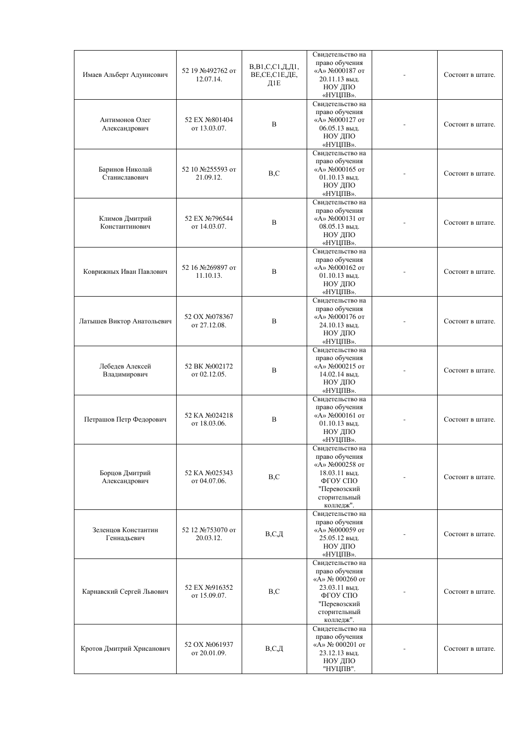| | | | | | |
|---|---|---|---|---|---|
| Имаев Альберт Адунисович | 52 19 №492762 от 12.07.14. | В,В1,С,С1,Д,Д1, ВЕ,СЕ,С1Е,ДЕ, Д1Е | Свидетельство на право обучения «А» №000187 от 20.11.13 выд. НОУ ДПО «НУЦПВ». | - | Состоит в штате. |
| Антимонов Олег Александрович | 52 ЕХ №801404 от 13.03.07. | В | Свидетельство на право обучения «А» №000127 от 06.05.13 выд. НОУ ДПО «НУЦПВ». | - | Состоит в штате. |
| Баринов Николай Станиславович | 52 10 №255593 от 21.09.12. | В,С | Свидетельство на право обучения «А» №000165 от 01.10.13 выд. НОУ ДПО «НУЦПВ». | - | Состоит в штате. |
| Климов Дмитрий Константинович | 52 ЕХ №796544 от 14.03.07. | В | Свидетельство на право обучения «А» №000131 от 08.05.13 выд. НОУ ДПО «НУЦПВ». | - | Состоит в штате. |
| Коврижных Иван Павлович | 52 16 №269897 от 11.10.13. | В | Свидетельство на право обучения «А» №000162 от 01.10.13 выд. НОУ ДПО «НУЦПВ». | - | Состоит в штате. |
| Латышев Виктор Анатольевич | 52 ОХ №078367 от 27.12.08. | В | Свидетельство на право обучения «А» №000176 от 24.10.13 выд. НОУ ДПО «НУЦПВ». | - | Состоит в штате. |
| Лебедев Алексей Владимирович | 52 ВК №002172 от 02.12.05. | В | Свидетельство на право обучения «А» №000215 от 14.02.14 выд. НОУ ДПО «НУЦПВ». | - | Состоит в штате. |
| Петрашов Петр Федорович | 52 КА №024218 от 18.03.06. | В | Свидетельство на право обучения «А» №000161 от 01.10.13 выд. НОУ ДПО «НУЦПВ». | - | Состоит в штате. |
| Борцов Дмитрий Александрович | 52 КА №025343 от 04.07.06. | В,С | Свидетельство на право обучения «А» №000258 от 18.03.11 выд. ФГОУ СПО "Перевозский сторительный колледж". | - | Состоит в штате. |
| Зеленцов Константин Геннадьевич | 52 12 №753070 от 20.03.12. | В,С,Д | Свидетельство на право обучения «А» №000059 от 25.05.12 выд. НОУ ДПО «НУЦПВ». | - | Состоит в штате. |
| Карнавский Сергей Львович | 52 ЕХ №916352 от 15.09.07. | В,С | Свидетельство на право обучения «А» № 000260 от 23.03.11 выд. ФГОУ СПО "Перевозский сторительный колледж". | - | Состоит в штате. |
| Кротов Дмитрий Хрисанович | 52 ОХ №061937 от 20.01.09. | В,С,Д | Свидетельство на право обучения «А» № 000201 от 23.12.13 выд. НОУ ДПО "НУЦПВ". | - | Состоит в штате. |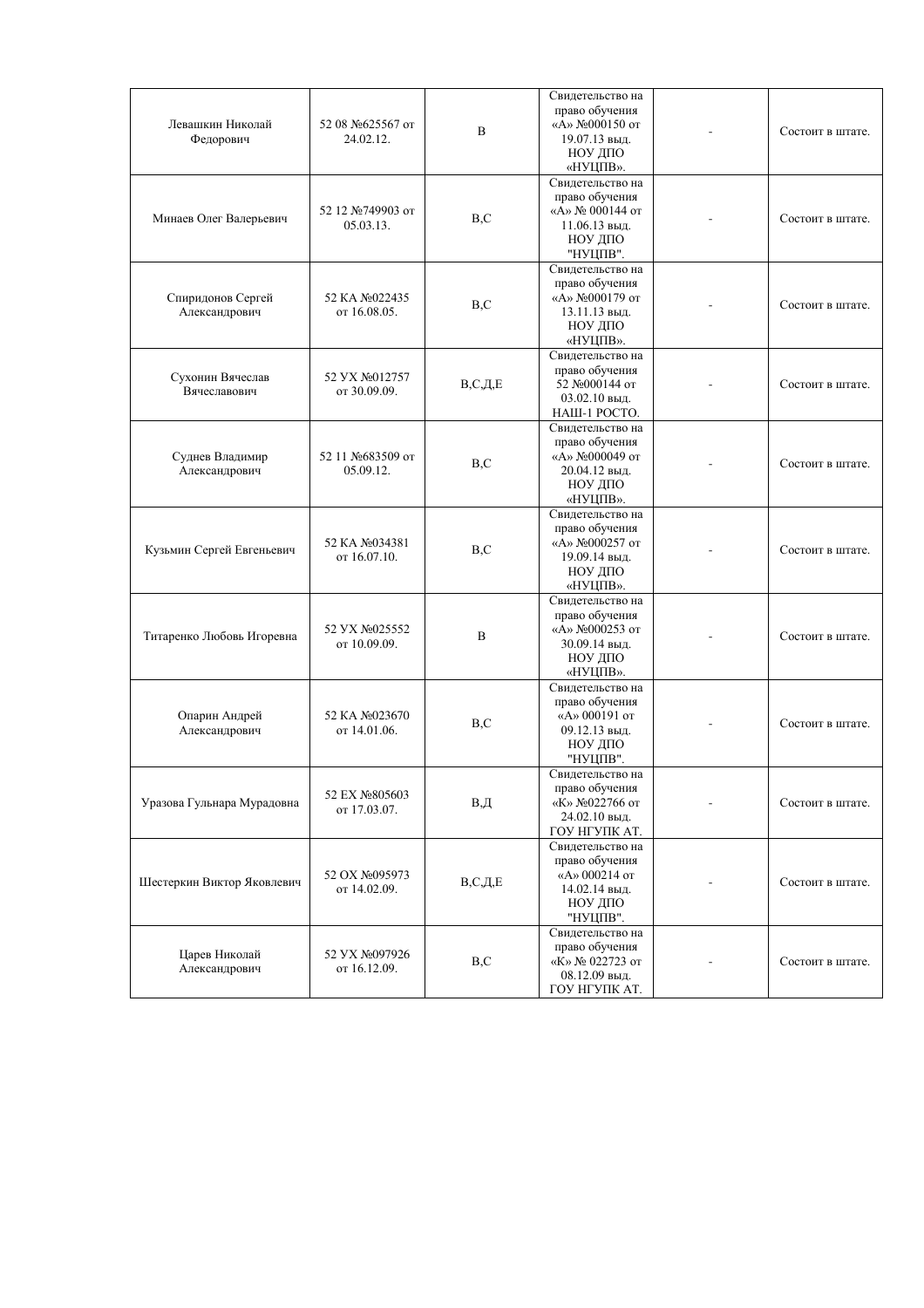| | | | | | |
|---|---|---|---|---|---|
| Левашкин Николай Федорович | 52 08 №625567 от 24.02.12. | В | Свидетельство на право обучения «А» №000150 от 19.07.13 выд. НОУ ДПО «НУЦПВ». | - | Состоит в штате. |
| Минаев Олег Валерьевич | 52 12 №749903 от 05.03.13. | В,С | Свидетельство на право обучения «А» № 000144 от 11.06.13 выд. НОУ ДПО "НУЦПВ". | - | Состоит в штате. |
| Спиридонов Сергей Александрович | 52 КА №022435 от 16.08.05. | В,С | Свидетельство на право обучения «А» №000179 от 13.11.13 выд. НОУ ДПО «НУЦПВ». | - | Состоит в штате. |
| Сухонин Вячеслав Вячеславович | 52 УХ №012757 от 30.09.09. | В,С,Д,Е | Свидетельство на право обучения 52 №000144 от 03.02.10 выд. НАШ-1 РОСТО. | - | Состоит в штате. |
| Суднев Владимир Александрович | 52 11 №683509 от 05.09.12. | В,С | Свидетельство на право обучения «А» №000049 от 20.04.12 выд. НОУ ДПО «НУЦПВ». | - | Состоит в штате. |
| Кузьмин Сергей Евгеньевич | 52 КА №034381 от 16.07.10. | В,С | Свидетельство на право обучения «А» №000257 от 19.09.14 выд. НОУ ДПО «НУЦПВ». | - | Состоит в штате. |
| Титаренко Любовь Игоревна | 52 УХ №025552 от 10.09.09. | В | Свидетельство на право обучения «А» №000253 от 30.09.14 выд. НОУ ДПО «НУЦПВ». | - | Состоит в штате. |
| Опарин Андрей Александрович | 52 КА №023670 от 14.01.06. | В,С | Свидетельство на право обучения «А» 000191 от 09.12.13 выд. НОУ ДПО "НУЦПВ". | - | Состоит в штате. |
| Уразова Гульнара Мурадовна | 52 ЕХ №805603 от 17.03.07. | В,Д | Свидетельство на право обучения «К» №022766 от 24.02.10 выд. ГОУ НГУПК АТ. | - | Состоит в штате. |
| Шестеркин Виктор Яковлевич | 52 ОХ №095973 от 14.02.09. | В,С,Д,Е | Свидетельство на право обучения «А» 000214 от 14.02.14 выд. НОУ ДПО "НУЦПВ". | - | Состоит в штате. |
| Царев Николай Александрович | 52 УХ №097926 от 16.12.09. | В,С | Свидетельство на право обучения «К» № 022723 от 08.12.09 выд. ГОУ НГУПК АТ. | - | Состоит в штате. |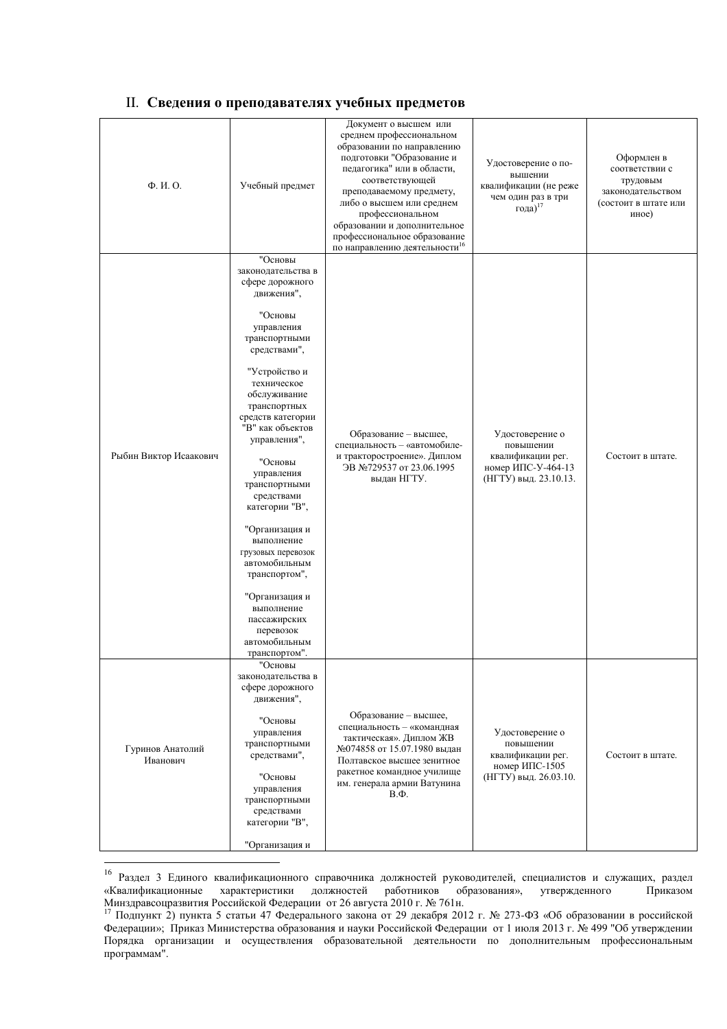## II. **Сведения о преподавателях учебных предметов**

| Ф. И. О. | Учебный предмет | Документ о высшем или среднем профессиональном образовании по направлению подготовки "Образование и педагогика" или в области, соответствующей преподаваемому предмету, либо о высшем или среднем профессиональном образовании и дополнительное профессиональное образование по направлению деятельности[16] | Удостоверение о повышении квалификации (не реже чем один раз в три года)[17] | Оформлен в соответствии с трудовым законодательством (состоит в штате или иное) |
|---|---|---|---|---|
| Рыбин Виктор Исаакович | "Основы законодательства в сфере дорожного движения", "Основы управления транспортными средствами", "Устройство и техническое обслуживание транспортных средств категории "B" как объектов управления", "Основы управления транспортными средствами категории "B", "Организация и выполнение грузовых перевозок автомобильным транспортом", "Организация и выполнение пассажирских перевозок автомобильным транспортом". | Образование – высшее, специальность – «автомобиле- и тракторостроение». Диплом ЭВ №729537 от 23.06.1995 выдан НГТУ. | Удостоверение о повышении квалификации рег. номер ИПС-У-464-13 (НГТУ) выд. 23.10.13. | Состоит в штате. |
| Гуринов Анатолий Иванович | "Основы законодательства в сфере дорожного движения", "Основы управления транспортными средствами", "Основы управления транспортными средствами категории "B", "Организация и | Образование – высшее, специальность – «командная тактическая». Диплом ЖВ №074858 от 15.07.1980 выдан Полтавское высшее зенитное ракетное командное училище им. генерала армии Ватунина В.Ф. | Удостоверение о повышении квалификации рег. номер ИПС-1505 (НГТУ) выд. 26.03.10. | Состоит в штате. |

---

[16] Раздел 3 Единого квалификационного справочника должностей руководителей, специалистов и служащих, раздел «Квалификационные характеристики должностей работников образования», утвержденного Приказом Минздравсоцразвития Российской Федерации от 26 августа 2010 г. № 761н.

[17] Подпункт 2) пункта 5 статьи 47 Федерального закона от 29 декабря 2012 г. № 273-ФЗ «Об образовании в российской Федерации»; Приказ Министерства образования и науки Российской Федерации от 1 июля 2013 г. № 499 "Об утверждении Порядка организации и осуществления образовательной деятельности по дополнительным профессиональным программам".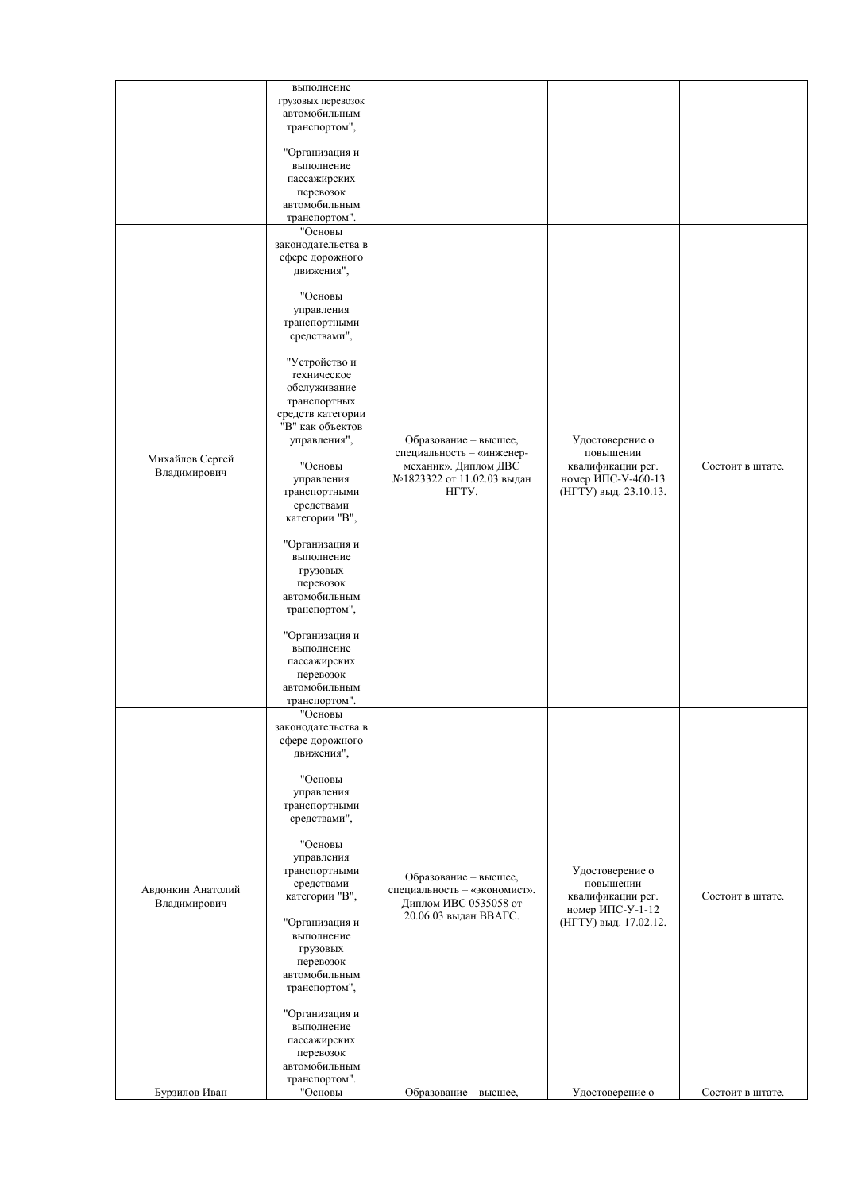| | | | | |
|---|---|---|---|---|
| | выполнение грузовых перевозок автомобильным транспортом", "Организация и выполнение пассажирских перевозок автомобильным транспортом". | | | |
| Михайлов Сергей Владимирович | "Основы законодательства в сфере дорожного движения", "Основы управления транспортными средствами", "Устройство и техническое обслуживание транспортных средств категории "В" как объектов управления", "Основы управления транспортными средствами категории "В", "Организация и выполнение грузовых перевозок автомобильным транспортом", "Организация и выполнение пассажирских перевозок автомобильным транспортом". | Образование – высшее, специальность – «инженер-механик». Диплом ДВС №1823322 от 11.02.03 выдан НГТУ. | Удостоверение о повышении квалификации рег. номер ИПС-У-460-13 (НГТУ) выд. 23.10.13. | Состоит в штате. |
| Авдонкин Анатолий Владимирович | "Основы законодательства в сфере дорожного движения", "Основы управления транспортными средствами", "Основы управления транспортными средствами категории "В", "Организация и выполнение грузовых перевозок автомобильным транспортом", "Организация и выполнение пассажирских перевозок автомобильным транспортом". | Образование – высшее, специальность – «экономист». Диплом ИВС 0535058 от 20.06.03 выдан ВВАГС. | Удостоверение о повышении квалификации рег. номер ИПС-У-1-12 (НГТУ) выд. 17.02.12. | Состоит в штате. |
| Бурзилов Иван | "Основы | Образование – высшее, | Удостоверение о | Состоит в штате. |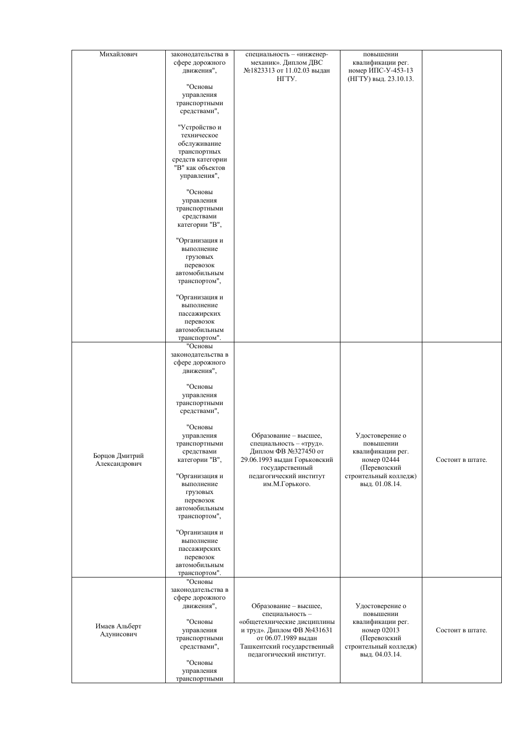| | | | | |
|---|---|---|---|---|
| Михайлович | законодательства в сфере дорожного движения", "Основы управления транспортными средствами", "Устройство и техническое обслуживание транспортных средств категории "В" как объектов управления", "Основы управления транспортными средствами категории "В", "Организация и выполнение грузовых перевозок автомобильным транспортом", "Организация и выполнение пассажирских перевозок автомобильным транспортом". | специальность – «инженер-механик». Диплом ДВС №1823313 от 11.02.03 выдан НГТУ. | повышении квалификации рег. номер ИПС-У-453-13 (НГТУ) выд. 23.10.13. | |
| Борцов Дмитрий Александрович | "Основы законодательства в сфере дорожного движения", "Основы управления транспортными средствами", "Основы управления транспортными средствами категории "В", "Организация и выполнение грузовых перевозок автомобильным транспортом", "Организация и выполнение пассажирских перевозок автомобильным транспортом". | Образование – высшее, специальность – «труд». Диплом ФВ №327450 от 29.06.1993 выдан Горьковский государственный педагогический институт им.М.Горького. | Удостоверение о повышении квалификации рег. номер 02444 (Перевозский строительный колледж) выд. 01.08.14. | Состоит в штате. |
| Имаев Альберт Адунисович | "Основы законодательства в сфере дорожного движения", "Основы управления транспортными средствами", "Основы управления транспортными | Образование – высшее, специальность – «общетехнические дисциплины и труд». Диплом ФВ №431631 от 06.07.1989 выдан Ташкентский государственный педагогический институт. | Удостоверение о повышении квалификации рег. номер 02013 (Перевозский строительный колледж) выд. 04.03.14. | Состоит в штате. |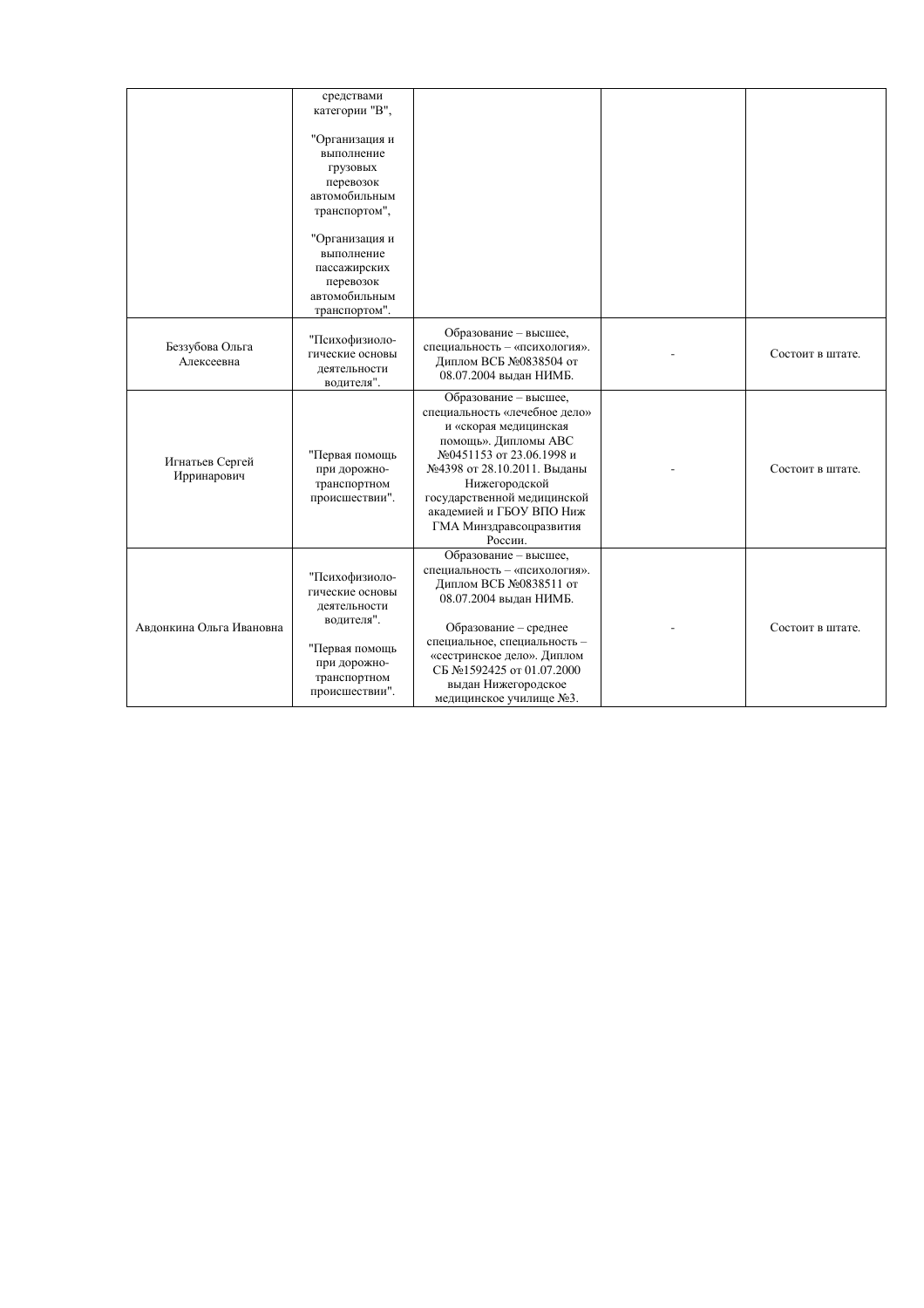| | | | | |
|---|---|---|---|---|
| | средствами категории "В", "Организация и выполнение грузовых перевозок автомобильным транспортом", "Организация и выполнение пассажирских перевозок автомобильным транспортом". | | | |
| Беззубова Ольга Алексеевна | "Психофизиологические основы деятельности водителя". | Образование – высшее, специальность – «психология». Диплом ВСБ №0838504 от 08.07.2004 выдан НИМБ. | - | Состоит в штате. |
| Игнатьев Сергей Ирринарович | "Первая помощь при дорожно-транспортном происшествии". | Образование – высшее, специальность «лечебное дело» и «скорая медицинская помощь». Дипломы АВС №0451153 от 23.06.1998 и №4398 от 28.10.2011. Выданы Нижегородской государственной медицинской академией и ГБОУ ВПО Ниж ГМА Минздравсоцразвития России. | - | Состоит в штате. |
| Авдонкина Ольга Ивановна | "Психофизиологические основы деятельности водителя". "Первая помощь при дорожно-транспортном происшествии". | Образование – высшее, специальность – «психология». Диплом ВСБ №0838511 от 08.07.2004 выдан НИМБ. Образование – среднее специальное, специальность – «сестринское дело». Диплом СБ №1592425 от 01.07.2000 выдан Нижегородское медицинское училище №3. | - | Состоит в штате. |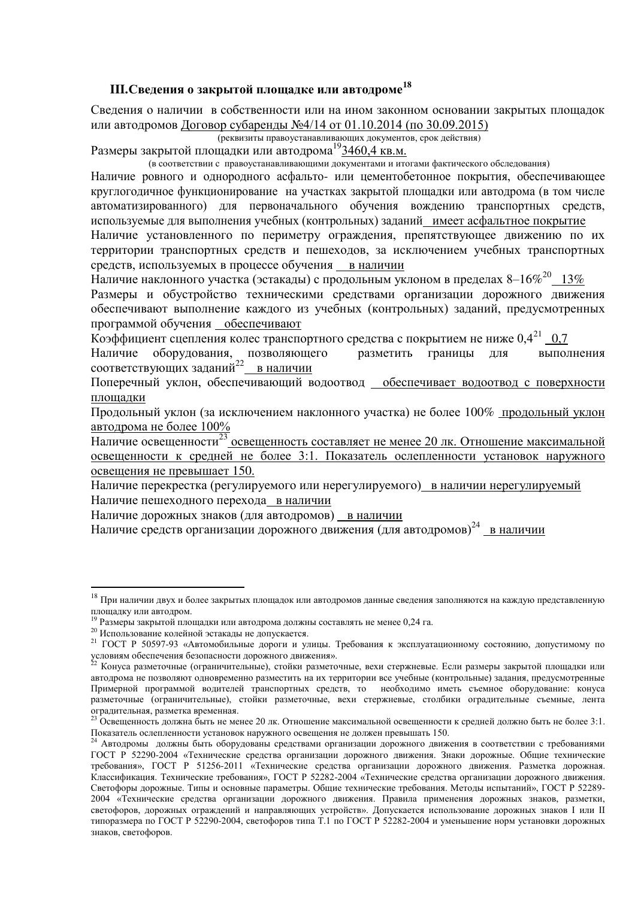### III.Сведения о закрытой площадке или автодроме[18]

Сведения о наличии в собственности или на ином законном основании закрытых площадок или автодромов Договор субаренды №4/14 от 01.10.2014 (по 30.09.2015)

(реквизиты правоустанавливающих документов, срок действия)

Размеры закрытой площадки или автодрома[19] 3460,4 кв.м.

(в соответствии с правоустанавливающими документами и итогами фактического обследования)

Наличие ровного и однородного асфальто- или цементобетонное покрытия, обеспечивающее круглогодичное функционирование на участках закрытой площадки или автодрома (в том числе автоматизированного) для первоначального обучения вождению транспортных средств, используемые для выполнения учебных (контрольных) заданий имеет асфальтное покрытие

Наличие установленного по периметру ограждения, препятствующее движению по их территории транспортных средств и пешеходов, за исключением учебных транспортных средств, используемых в процессе обучения в наличии

Наличие наклонного участка (эстакады) с продольным уклоном в пределах 8–16%[20] 13%

Размеры и обустройство техническими средствами организации дорожного движения обеспечивают выполнение каждого из учебных (контрольных) заданий, предусмотренных программой обучения обеспечивают

Коэффициент сцепления колес транспортного средства с покрытием не ниже 0,4[21] 0,7

Наличие оборудования, позволяющего разметить границы для выполнения соответствующих заданий[22] в наличии

Поперечный уклон, обеспечивающий водоотвод обеспечивает водоотвод с поверхности площадки

Продольный уклон (за исключением наклонного участка) не более 100% продольный уклон автодрома не более 100%

Наличие освещенности[23] освещенность составляет не менее 20 лк. Отношение максимальной освещенности к средней не более 3:1. Показатель ослепленности установок наружного освещения не превышает 150.

Наличие перекрестка (регулируемого или нерегулируемого) в наличии нерегулируемый

Наличие пешеходного перехода в наличии

Наличие дорожных знаков (для автодромов) в наличии

Наличие средств организации дорожного движения (для автодромов)[24] в наличии

---

[18] При наличии двух и более закрытых площадок или автодромов данные сведения заполняются на каждую представленную площадку или автодром.

[19] Размеры закрытой площадки или автодрома должны составлять не менее 0,24 га.

[20] Использование колейной эстакады не допускается.

[21] ГОСТ Р 50597-93 «Автомобильные дороги и улицы. Требования к эксплуатационному состоянию, допустимому по условиям обеспечения безопасности дорожного движения».

[22] Конуса разметочные (ограничительные), стойки разметочные, вехи стержневые. Если размеры закрытой площадки или автодрома не позволяют одновременно разместить на их территории все учебные (контрольные) задания, предусмотренные Примерной программой водителей транспортных средств, то необходимо иметь съемное оборудование: конуса разметочные (ограничительные), стойки разметочные, вехи стержневые, столбики оградительные съемные, лента оградительная, разметка временная.

[23] Освещенность должна быть не менее 20 лк. Отношение максимальной освещенности к средней должно быть не более 3:1. Показатель ослепленности установок наружного освещения не должен превышать 150.

[24] Автодромы должны быть оборудованы средствами организации дорожного движения в соответствии с требованиями ГОСТ Р 52290-2004 «Технические средства организации дорожного движения. Знаки дорожные. Общие технические требования», ГОСТ Р 51256-2011 «Технические средства организации дорожного движения. Разметка дорожная. Классификация. Технические требования», ГОСТ Р 52282-2004 «Технические средства организации дорожного движения. Светофоры дорожные. Типы и основные параметры. Общие технические требования. Методы испытаний», ГОСТ Р 52289-2004 «Технические средства организации дорожного движения. Правила применения дорожных знаков, разметки, светофоров, дорожных ограждений и направляющих устройств». Допускается использование дорожных знаков I или II типоразмера по ГОСТ Р 52290-2004, светофоров типа Т.1 по ГОСТ Р 52282-2004 и уменьшение норм установки дорожных знаков, светофоров.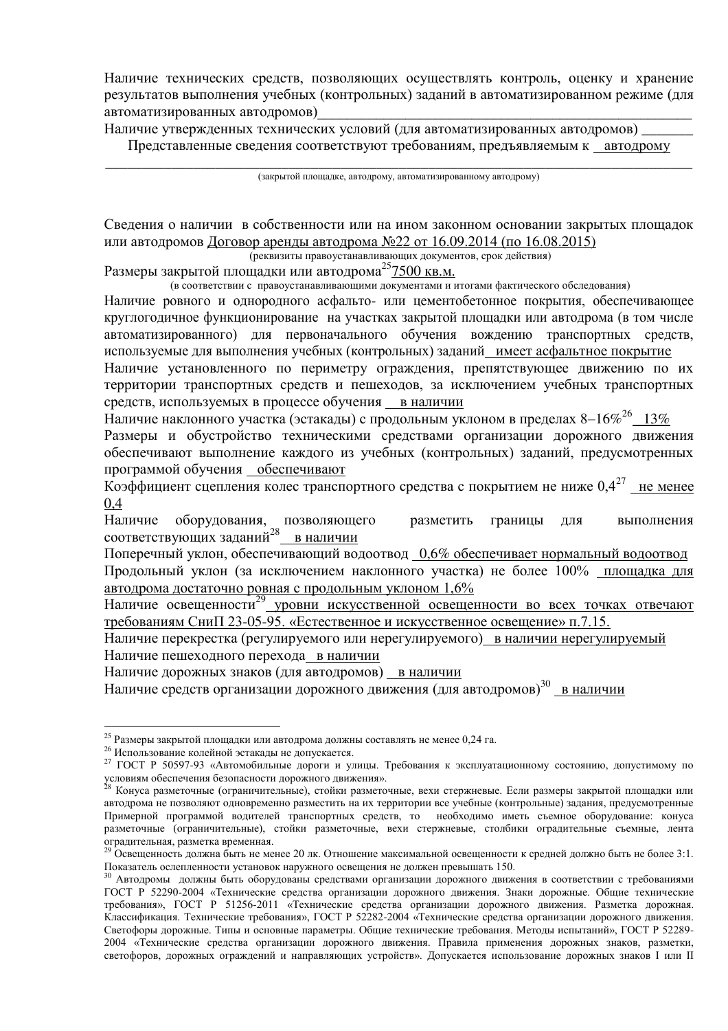Наличие технических средств, позволяющих осуществлять контроль, оценку и хранение результатов выполнения учебных (контрольных) заданий в автоматизированном режиме (для автоматизированных автодромов)\_\_\_\_\_\_\_\_\_\_\_\_\_\_\_\_\_\_\_\_\_\_\_\_\_\_\_\_\_\_\_\_\_\_\_\_\_\_\_\_\_\_\_\_\_\_\_

Наличие утвержденных технических условий (для автоматизированных автодромов) \_\_\_\_\_\_\_

Представленные сведения соответствуют требованиям, предъявляемым к автодрому

(закрытой площадке, автодрому, автоматизированному автодрому)

Сведения о наличии в собственности или на ином законном основании закрытых площадок или автодромов Договор аренды автодрома №22 от 16.09.2014 (по 16.08.2015)

(реквизиты правоустанавливающих документов, срок действия)

Размеры закрытой площадки или автодрома[25] 7500 кв.м.

(в соответствии с правоустанавливающими документами и итогами фактического обследования)

Наличие ровного и однородного асфальто- или цементобетонное покрытия, обеспечивающее круглогодичное функционирование на участках закрытой площадки или автодрома (в том числе автоматизированного) для первоначального обучения вождению транспортных средств, используемые для выполнения учебных (контрольных) заданий имеет асфальтное покрытие

Наличие установленного по периметру ограждения, препятствующее движению по их территории транспортных средств и пешеходов, за исключением учебных транспортных средств, используемых в процессе обучения в наличии

Наличие наклонного участка (эстакады) с продольным уклоном в пределах 8–16%[26] 13%

Размеры и обустройство техническими средствами организации дорожного движения обеспечивают выполнение каждого из учебных (контрольных) заданий, предусмотренных программой обучения обеспечивают

Коэффициент сцепления колес транспортного средства с покрытием не ниже 0,4[27] не менее 0,4

Наличие оборудования, позволяющего разметить границы для выполнения соответствующих заданий[28] в наличии

Поперечный уклон, обеспечивающий водоотвод 0,6% обеспечивает нормальный водоотвод

Продольный уклон (за исключением наклонного участка) не более 100% площадка для автодрома достаточно ровная с продольным уклоном 1,6%

Наличие освещенности[29] уровни искусственной освещенности во всех точках отвечают требованиям СниП 23-05-95. «Естественное и искусственное освещение» п.7.15.

Наличие перекрестка (регулируемого или нерегулируемого) в наличии нерегулируемый

Наличие пешеходного перехода в наличии

Наличие дорожных знаков (для автодромов) в наличии

Наличие средств организации дорожного движения (для автодромов)[30] в наличии

---

[25] Размеры закрытой площадки или автодрома должны составлять не менее 0,24 га.

[26] Использование колейной эстакады не допускается.

[27] ГОСТ Р 50597-93 «Автомобильные дороги и улицы. Требования к эксплуатационному состоянию, допустимому по условиям обеспечения безопасности дорожного движения».

[28] Конуса разметочные (ограничительные), стойки разметочные, вехи стержневые. Если размеры закрытой площадки или автодрома не позволяют одновременно разместить на их территории все учебные (контрольные) задания, предусмотренные Примерной программой водителей транспортных средств, то необходимо иметь съемное оборудование: конуса разметочные (ограничительные), стойки разметочные, вехи стержневые, столбики оградительные съемные, лента оградительная, разметка временная.

[29] Освещенность должна быть не менее 20 лк. Отношение максимальной освещенности к средней должно быть не более 3:1. Показатель ослепленности установок наружного освещения не должен превышать 150.

[30] Автодромы должны быть оборудованы средствами организации дорожного движения в соответствии с требованиями ГОСТ Р 52290-2004 «Технические средства организации дорожного движения. Знаки дорожные. Общие технические требования», ГОСТ Р 51256-2011 «Технические средства организации дорожного движения. Разметка дорожная. Классификация. Технические требования», ГОСТ Р 52282-2004 «Технические средства организации дорожного движения. Светофоры дорожные. Типы и основные параметры. Общие технические требования. Методы испытаний», ГОСТ Р 52289-2004 «Технические средства организации дорожного движения. Правила применения дорожных знаков, разметки, светофоров, дорожных ограждений и направляющих устройств». Допускается использование дорожных знаков I или II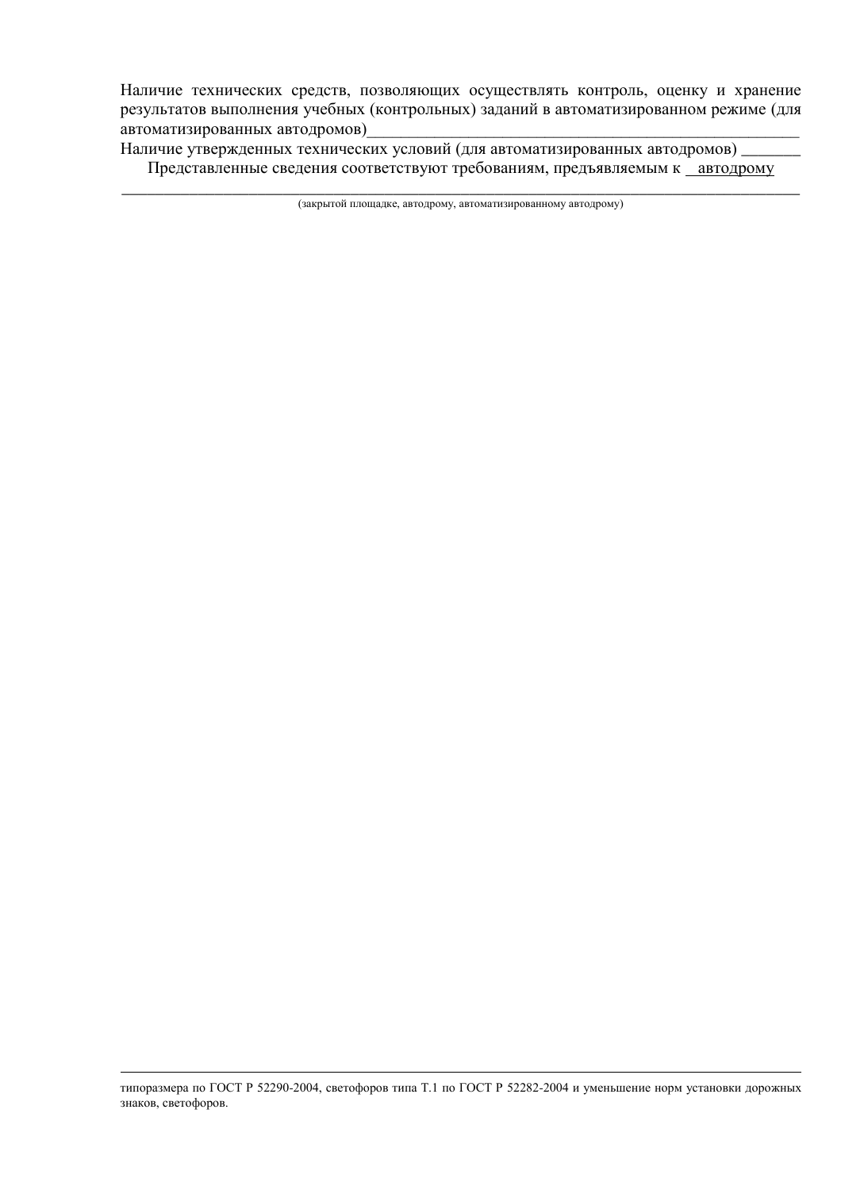Наличие технических средств, позволяющих осуществлять контроль, оценку и хранение результатов выполнения учебных (контрольных) заданий в автоматизированном режиме (для автоматизированных автодромов)\_\_\_\_\_\_\_\_\_\_\_\_\_\_\_\_\_\_\_\_\_\_\_\_\_\_\_\_\_\_\_\_\_\_\_\_\_\_\_\_\_\_\_\_\_\_\_\_\_

Наличие утвержденных технических условий (для автоматизированных автодромов) \_\_\_\_\_\_\_

Представленные сведения соответствуют требованиям, предъявляемым к автодрому

\_\_\_\_\_\_\_\_\_\_\_\_\_\_\_\_\_\_\_\_\_\_\_\_\_\_\_\_\_\_\_\_\_\_\_\_\_\_\_\_\_\_\_\_\_\_\_\_\_\_\_\_\_\_\_\_\_\_\_\_\_\_\_\_\_\_\_\_\_\_\_\_\_\_\_\_\_\_

(закрытой площадке, автодрому, автоматизированному автодрому)

---

типоразмера по ГОСТ Р 52290-2004, светофоров типа Т.1 по ГОСТ Р 52282-2004 и уменьшение норм установки дорожных знаков, светофоров.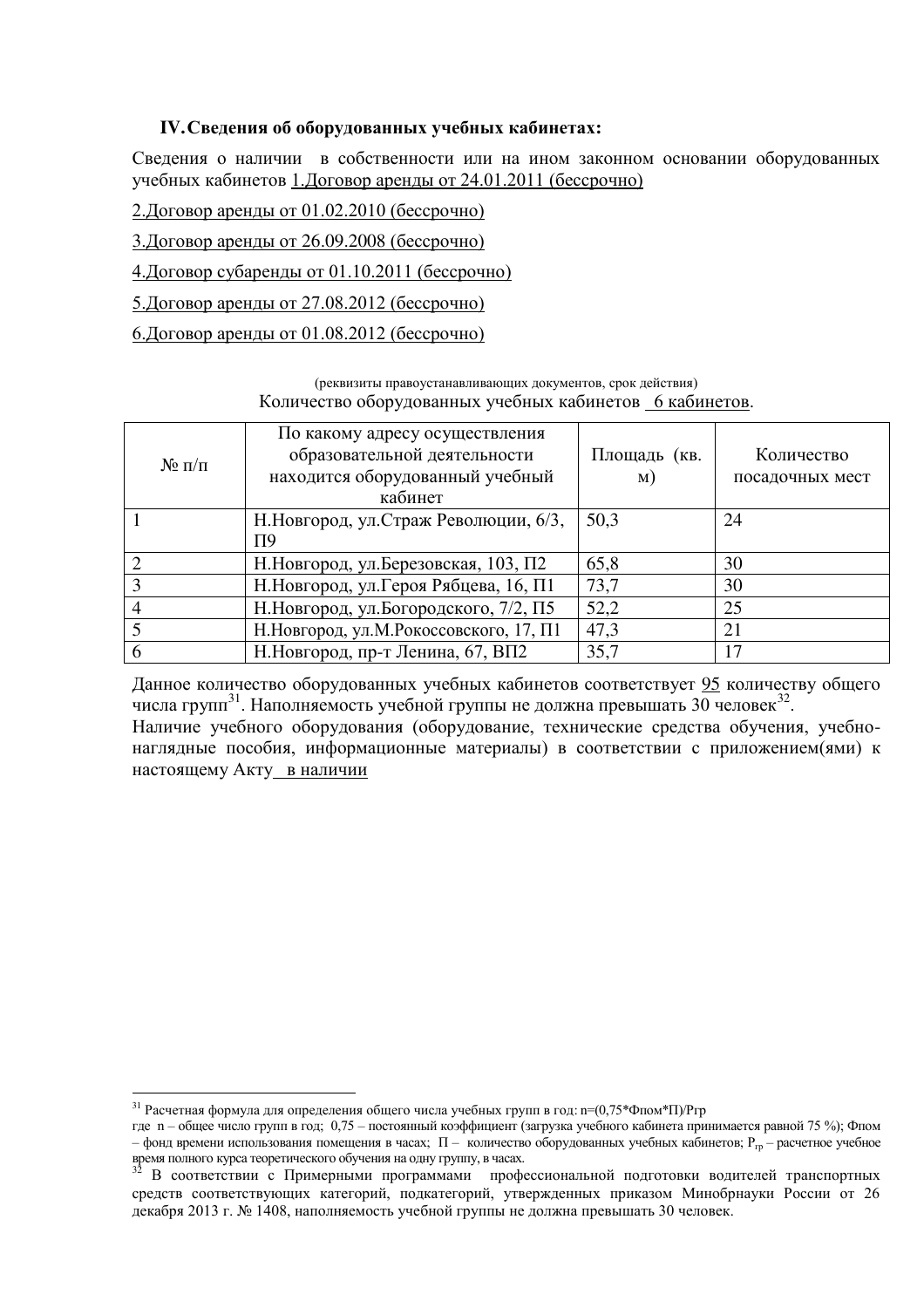## IV. Сведения об оборудованных учебных кабинетах:

Сведения о наличии в собственности или на ином законном основании оборудованных учебных кабинетов 1.Договор аренды от 24.01.2011 (бессрочно)

2.Договор аренды от 01.02.2010 (бессрочно)

3.Договор аренды от 26.09.2008 (бессрочно)

4.Договор субаренды от 01.10.2011 (бессрочно)

5.Договор аренды от 27.08.2012 (бессрочно)

6.Договор аренды от 01.08.2012 (бессрочно)

(реквизиты правоустанавливающих документов, срок действия)

Количество оборудованных учебных кабинетов 6 кабинетов.

| № п/п | По какому адресу осуществления образовательной деятельности находится оборудованный учебный кабинет | Площадь (кв. м) | Количество посадочных мест |
|---|---|---|---|
| 1 | Н.Новгород, ул.Страж Революции, 6/3, П9 | 50,3 | 24 |
| 2 | Н.Новгород, ул.Березовская, 103, П2 | 65,8 | 30 |
| 3 | Н.Новгород, ул.Героя Рябцева, 16, П1 | 73,7 | 30 |
| 4 | Н.Новгород, ул.Богородского, 7/2, П5 | 52,2 | 25 |
| 5 | Н.Новгород, ул.М.Рокоссовского, 17, П1 | 47,3 | 21 |
| 6 | Н.Новгород, пр-т Ленина, 67, ВП2 | 35,7 | 17 |

Данное количество оборудованных учебных кабинетов соответствует 95 количеству общего числа групп[31]. Наполняемость учебной группы не должна превышать 30 человек[32].

Наличие учебного оборудования (оборудование, технические средства обучения, учебно-наглядные пособия, информационные материалы) в соответствии с приложением(ями) к настоящему Акту в наличии

---

[31] Расчетная формула для определения общего числа учебных групп в год: n=(0,75*Фпом*П)/Ргр

где n – общее число групп в год; 0,75 – постоянный коэффициент (загрузка учебного кабинета принимается равной 75 %); Фпом – фонд времени использования помещения в часах; П – количество оборудованных учебных кабинетов; $Р_{гр}$ – расчетное учебное время полного курса теоретического обучения на одну группу, в часах.

[32] В соответствии с Примерными программами профессиональной подготовки водителей транспортных средств соответствующих категорий, подкатегорий, утвержденных приказом Минобрнауки России от 26 декабря 2013 г. № 1408, наполняемость учебной группы не должна превышать 30 человек.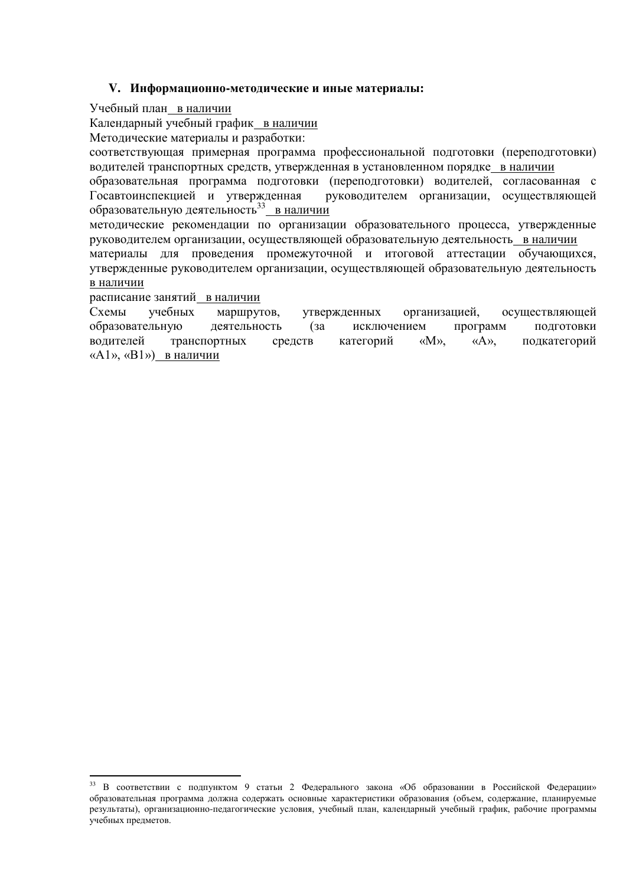## V. Информационно-методические и иные материалы:

Учебный план в наличии

Календарный учебный график в наличии

Методические материалы и разработки:

соответствующая примерная программа профессиональной подготовки (переподготовки) водителей транспортных средств, утвержденная в установленном порядке в наличии

образовательная программа подготовки (переподготовки) водителей, согласованная с Госавтоинспекцией и утвержденная руководителем организации, осуществляющей образовательную деятельность[33] в наличии

методические рекомендации по организации образовательного процесса, утвержденные руководителем организации, осуществляющей образовательную деятельность в наличии

материалы для проведения промежуточной и итоговой аттестации обучающихся, утвержденные руководителем организации, осуществляющей образовательную деятельность в наличии

расписание занятий в наличии

Схемы учебных маршрутов, утвержденных организацией, осуществляющей образовательную деятельность (за исключением программ подготовки водителей транспортных средств категорий «M», «A», подкатегорий «A1», «B1») в наличии

---

[33] В соответствии с подпунктом 9 статьи 2 Федерального закона «Об образовании в Российской Федерации» образовательная программа должна содержать основные характеристики образования (объем, содержание, планируемые результаты), организационно-педагогические условия, учебный план, календарный учебный график, рабочие программы учебных предметов.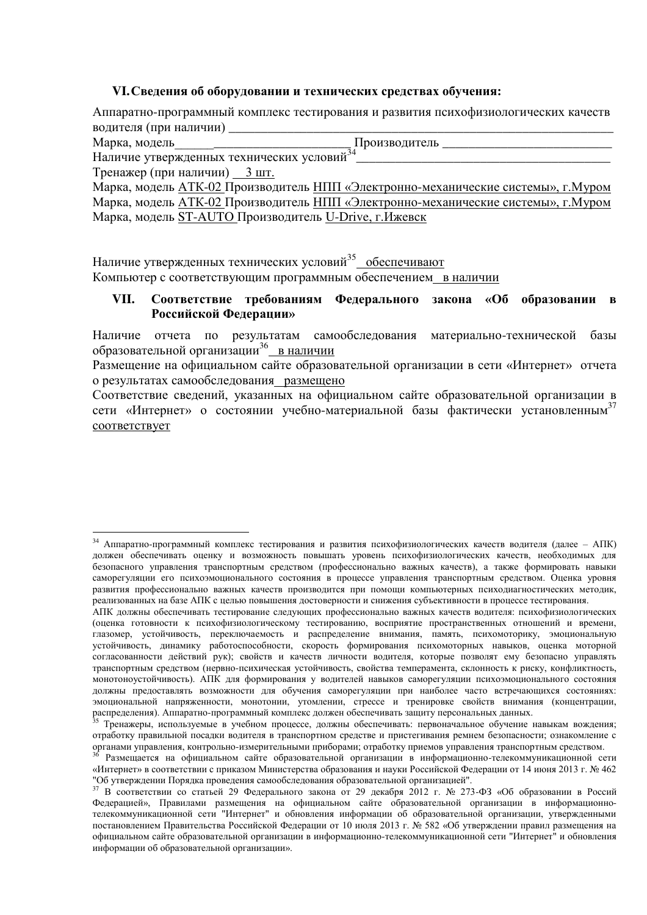## VI. Сведения об оборудовании и технических средствах обучения:

Аппаратно-программный комплекс тестирования и развития психофизиологических качеств водителя (при наличии) ______________________________________________________________

Марка, модель___________________________ Производитель __________________________

Наличие утвержденных технических условий[34]________________________________________

Тренажер (при наличии) 3 шт.

Марка, модель АТК-02 Производитель НПП «Электронно-механические системы», г.Муром

Марка, модель АТК-02 Производитель НПП «Электронно-механические системы», г.Муром

Марка, модель ST-AUTO Производитель U-Drive, г.Ижевск

Наличие утвержденных технических условий[35] обеспечивают

Компьютер с соответствующим программным обеспечением в наличии

## VII. Соответствие требованиям Федерального закона «Об образовании в Российской Федерации»

Наличие отчета по результатам самообследования материально-технической базы образовательной организации[36] в наличии

Размещение на официальном сайте образовательной организации в сети «Интернет» отчета о результатах самообследования размещено

Соответствие сведений, указанных на официальном сайте образовательной организации в сети «Интернет» о состоянии учебно-материальной базы фактически установленным[37] соответствует

---

[34] Аппаратно-программный комплекс тестирования и развития психофизиологических качеств водителя (далее – АПК) должен обеспечивать оценку и возможность повышать уровень психофизиологических качеств, необходимых для безопасного управления транспортным средством (профессионально важных качеств), а также формировать навыки саморегуляции его психоэмоционального состояния в процессе управления транспортным средством. Оценка уровня развития профессионально важных качеств производится при помощи компьютерных психодиагностических методик, реализованных на базе АПК с целью повышения достоверности и снижения субъективности в процессе тестирования.
АПК должны обеспечивать тестирование следующих профессионально важных качеств водителя: психофизиологических (оценка готовности к психофизиологическому тестированию, восприятие пространственных отношений и времени, глазомер, устойчивость, переключаемость и распределение внимания, память, психомоторику, эмоциональную устойчивость, динамику работоспособности, скорость формирования психомоторных навыков, оценка моторной согласованности действий рук); свойств и качеств личности водителя, которые позволят ему безопасно управлять транспортным средством (нервно-психическая устойчивость, свойства темперамента, склонность к риску, конфликтность, монотоноустойчивость). АПК для формирования у водителей навыков саморегуляции психоэмоционального состояния должны предоставлять возможности для обучения саморегуляции при наиболее часто встречающихся состояниях: эмоциональной напряженности, монотонии, утомлении, стрессе и тренировке свойств внимания (концентрации, распределения). Аппаратно-программный комплекс должен обеспечивать защиту персональных данных.

[35] Тренажеры, используемые в учебном процессе, должны обеспечивать: первоначальное обучение навыкам вождения; отработку правильной посадки водителя в транспортном средстве и пристегивания ремнем безопасности; ознакомление с органами управления, контрольно-измерительными приборами; отработку приемов управления транспортным средством.

[36] Размещается на официальном сайте образовательной организации в информационно-телекоммуникационной сети «Интернет» в соответствии с приказом Министерства образования и науки Российской Федерации от 14 июня 2013 г. № 462 "Об утверждении Порядка проведения самообследования образовательной организацией".

[37] В соответствии со статьей 29 Федерального закона от 29 декабря 2012 г. № 273-ФЗ «Об образовании в Россий Федерацией», Правилами размещения на официальном сайте образовательной организации в информационно-телекоммуникационной сети "Интернет" и обновления информации об образовательной организации, утвержденными постановлением Правительства Российской Федерации от 10 июля 2013 г. № 582 «Об утверждении правил размещения на официальном сайте образовательной организации в информационно-телекоммуникационной сети "Интернет" и обновления информации об образовательной организации».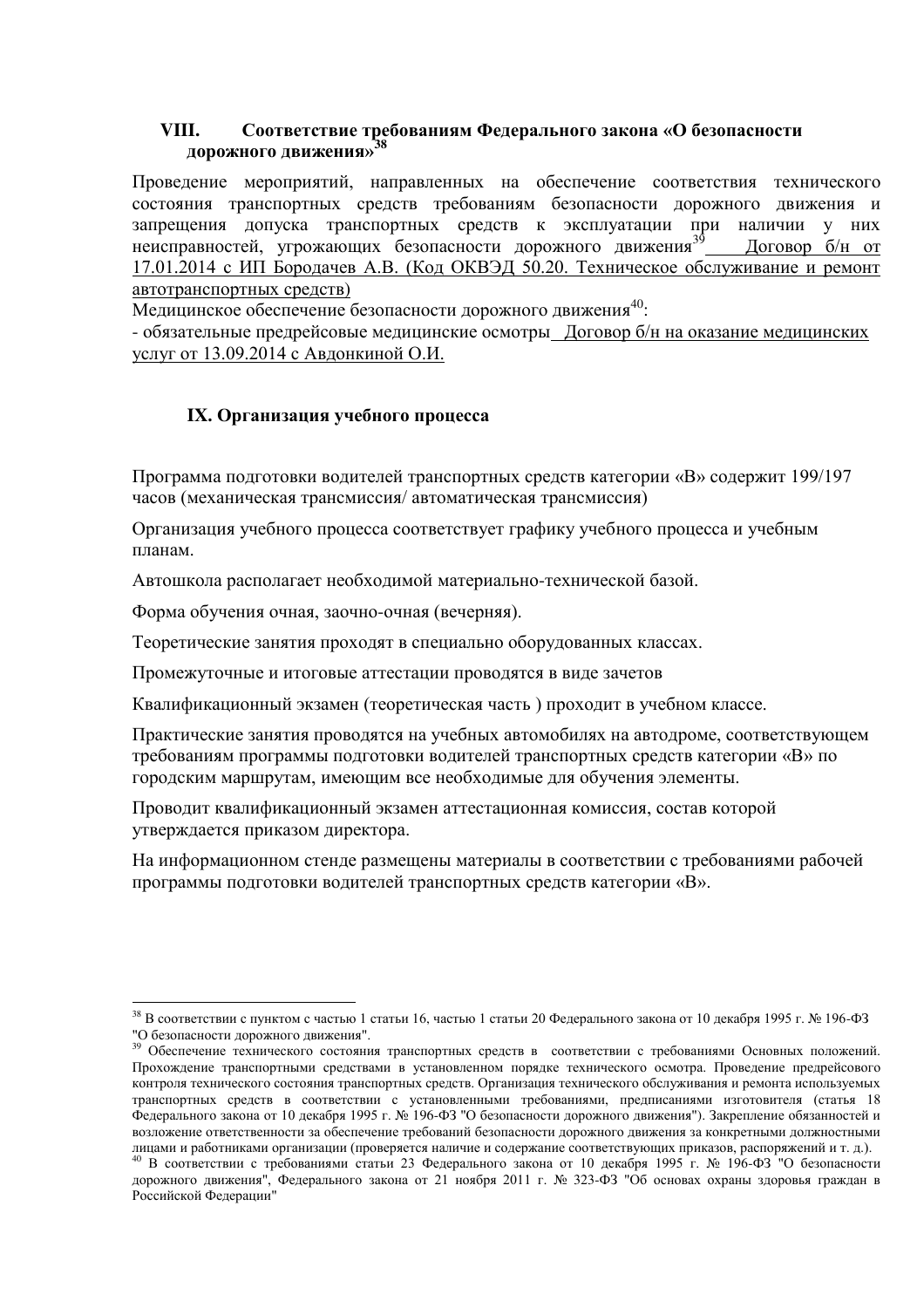## VIII. Соответствие требованиям Федерального закона «О безопасности дорожного движения»[38]

Проведение мероприятий, направленных на обеспечение соответствия технического состояния транспортных средств требованиям безопасности дорожного движения и запрещения допуска транспортных средств к эксплуатации при наличии у них неисправностей, угрожающих безопасности дорожного движения[39] Договор б/н от 17.01.2014 с ИП Бородачев А.В. (Код ОКВЭД 50.20. Техническое обслуживание и ремонт автотранспортных средств)

Медицинское обеспечение безопасности дорожного движения[40]:

- обязательные предрейсовые медицинские осмотры Договор б/н на оказание медицинских услуг от 13.09.2014 с Авдонкиной О.И.

## IX. Организация учебного процесса

Программа подготовки водителей транспортных средств категории «В» содержит 199/197 часов (механическая трансмиссия/ автоматическая трансмиссия)

Организация учебного процесса соответствует графику учебного процесса и учебным планам.

Автошкола располагает необходимой материально-технической базой.

Форма обучения очная, заочно-очная (вечерняя).

Теоретические занятия проходят в специально оборудованных классах.

Промежуточные и итоговые аттестации проводятся в виде зачетов

Квалификационный экзамен (теоретическая часть ) проходит в учебном классе.

Практические занятия проводятся на учебных автомобилях на автодроме, соответствующем требованиям программы подготовки водителей транспортных средств категории «В» по городским маршрутам, имеющим все необходимые для обучения элементы.

Проводит квалификационный экзамен аттестационная комиссия, состав которой утверждается приказом директора.

На информационном стенде размещены материалы в соответствии с требованиями рабочей программы подготовки водителей транспортных средств категории «В».

---

[38] В соответствии с пунктом с частью 1 статьи 16, частью 1 статьи 20 Федерального закона от 10 декабря 1995 г. № 196-ФЗ "О безопасности дорожного движения".

[39] Обеспечение технического состояния транспортных средств в соответствии с требованиями Основных положений. Прохождение транспортными средствами в установленном порядке технического осмотра. Проведение предрейсового контроля технического состояния транспортных средств. Организация технического обслуживания и ремонта используемых транспортных средств в соответствии с установленными требованиями, предписаниями изготовителя (статья 18 Федерального закона от 10 декабря 1995 г. № 196-ФЗ "О безопасности дорожного движения"). Закрепление обязанностей и возложение ответственности за обеспечение требований безопасности дорожного движения за конкретными должностными лицами и работниками организации (проверяется наличие и содержание соответствующих приказов, распоряжений и т. д.).

[40] В соответствии с требованиями статьи 23 Федерального закона от 10 декабря 1995 г. № 196-ФЗ "О безопасности дорожного движения", Федерального закона от 21 ноября 2011 г. № 323-ФЗ "Об основах охраны здоровья граждан в Российской Федерации"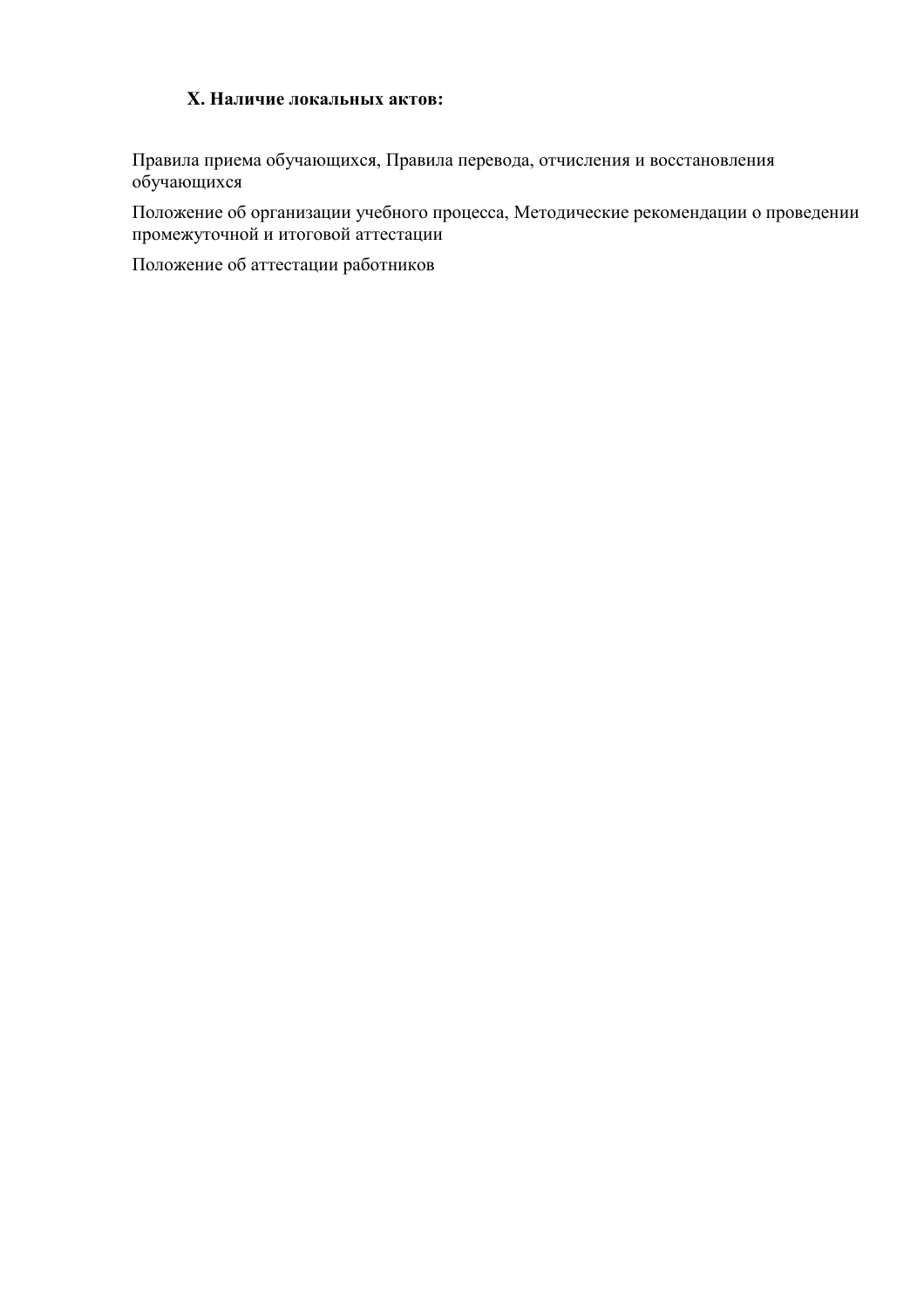### X. Наличие локальных актов:

Правила приема обучающихся, Правила перевода, отчисления и восстановления обучающихся

Положение об организации учебного процесса, Методические рекомендации о проведении промежуточной и итоговой аттестации

Положение об аттестации работников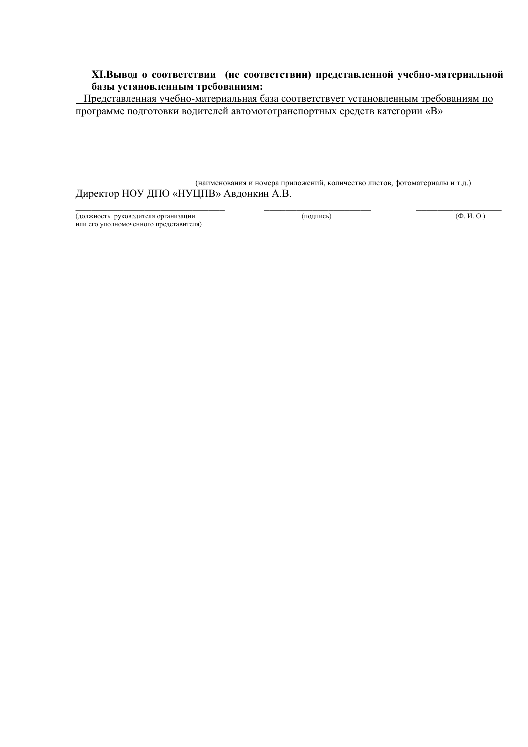**XI.Вывод о соответствии (не соответствии) представленной учебно-материальной базы установленным требованиям:**

Представленная учебно-материальная база соответствует установленным требованиям по программе подготовки водителей автомототранспортных средств категории «В»

(наименования и номера приложений, количество листов, фотоматериалы и т.д.)

Директор НОУ ДПО «НУЦПВ» Авдонкин А.В.

| ________________________________ | ________________________ | ____________________ |
| --- | --- | --- |
| (должность руководителя организации или его уполномоченного представителя) | (подпись) | (Ф. И. О.) |